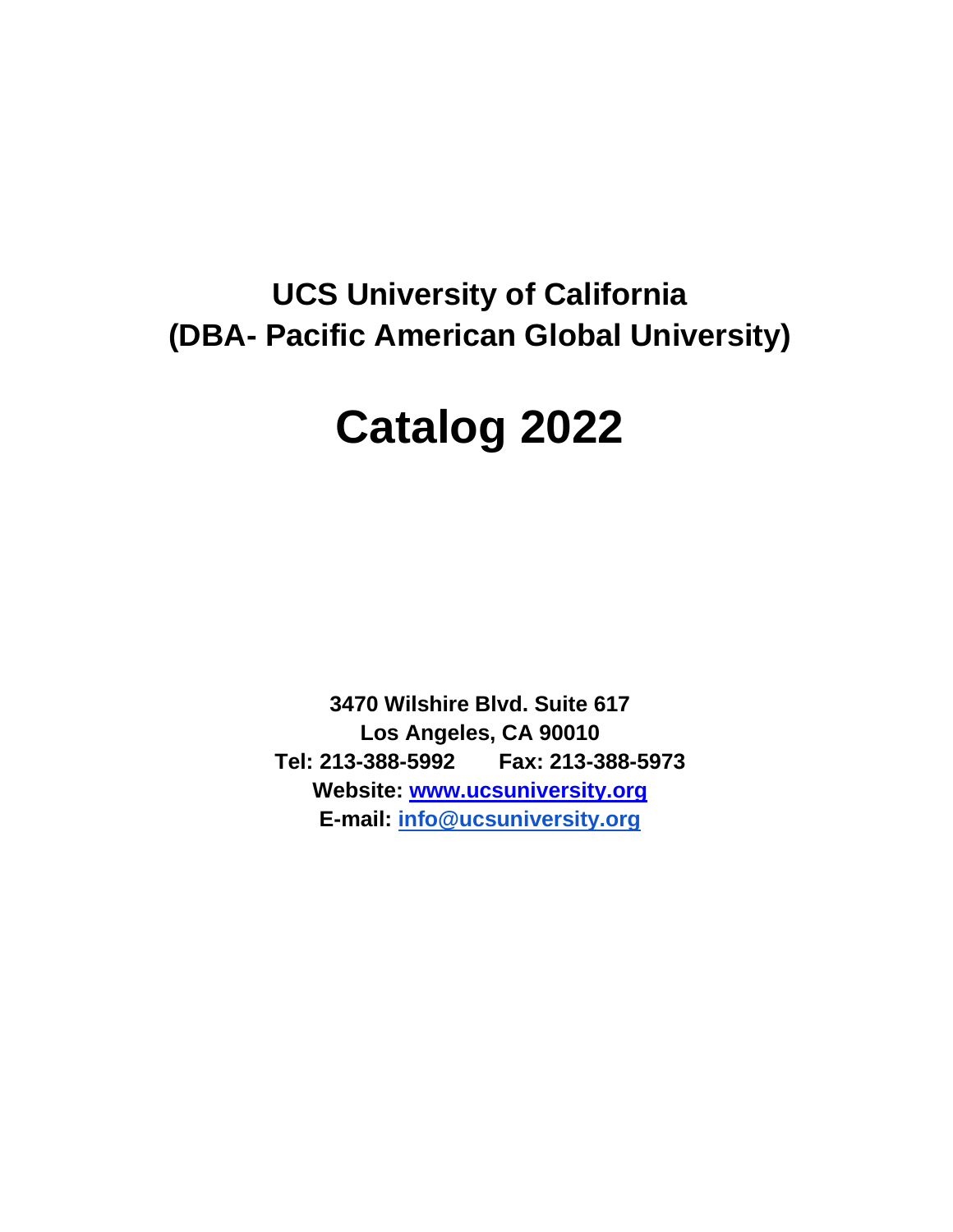# UCS University of California
# (DBA- Pacific American Global University)

# Catalog 2022

**3470 Wilshire Blvd. Suite 617**
**Los Angeles, CA 90010**
**Tel: 213-388-5992 Fax: 213-388-5973**
**Website: [www.ucsuniversity.org](http://www.ucsuniversity.org)**
**E-mail: [info@ucsuniversity.org](mailto:info@ucsuniversity.org)**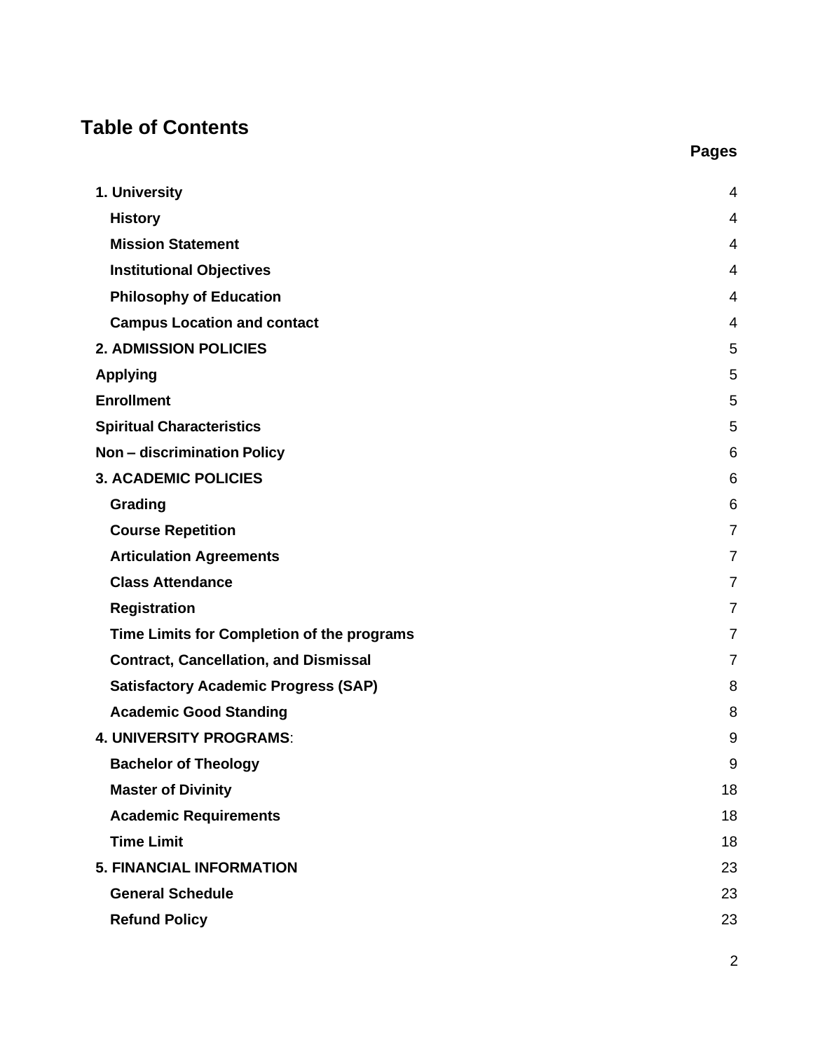## Table of Contents

| | Pages |
|---|---|
| **1. University** | 4 |
| **History** | 4 |
| **Mission Statement** | 4 |
| **Institutional Objectives** | 4 |
| **Philosophy of Education** | 4 |
| **Campus Location and contact** | 4 |
| **2. ADMISSION POLICIES** | 5 |
| **Applying** | 5 |
| **Enrollment** | 5 |
| **Spiritual Characteristics** | 5 |
| **Non – discrimination Policy** | 6 |
| **3. ACADEMIC POLICIES** | 6 |
| **Grading** | 6 |
| **Course Repetition** | 7 |
| **Articulation Agreements** | 7 |
| **Class Attendance** | 7 |
| **Registration** | 7 |
| **Time Limits for Completion of the programs** | 7 |
| **Contract, Cancellation, and Dismissal** | 7 |
| **Satisfactory Academic Progress (SAP)** | 8 |
| **Academic Good Standing** | 8 |
| **4. UNIVERSITY PROGRAMS**: | 9 |
| **Bachelor of Theology** | 9 |
| **Master of Divinity** | 18 |
| **Academic Requirements** | 18 |
| **Time Limit** | 18 |
| **5. FINANCIAL INFORMATION** | 23 |
| **General Schedule** | 23 |
| **Refund Policy** | 23 |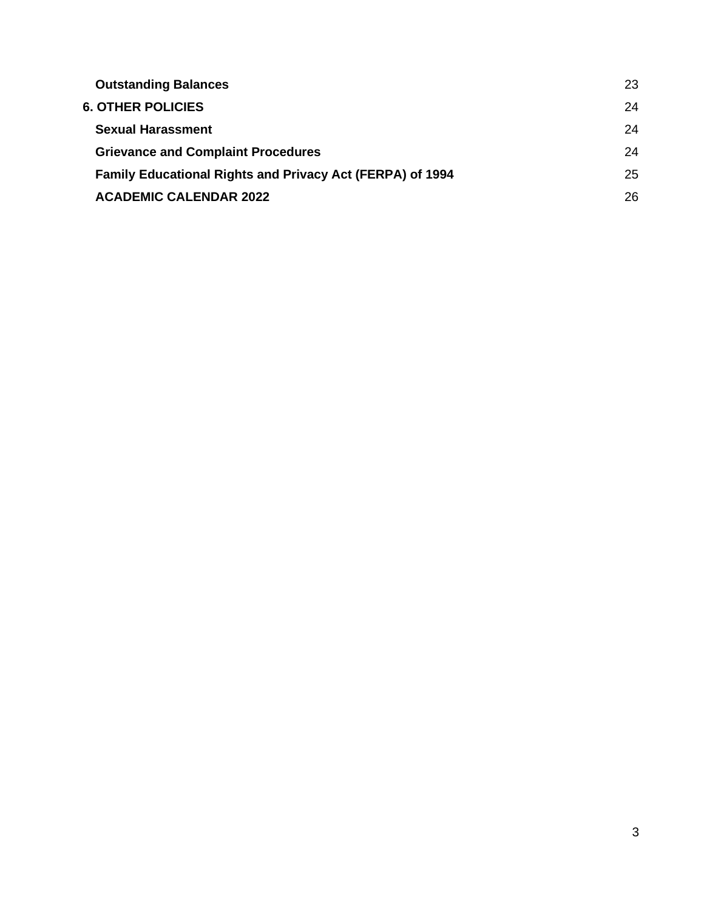**Outstanding Balances** 23

**6. OTHER POLICIES** 24

**Sexual Harassment** 24

**Grievance and Complaint Procedures** 24

**Family Educational Rights and Privacy Act (FERPA) of 1994** 25

**ACADEMIC CALENDAR 2022** 26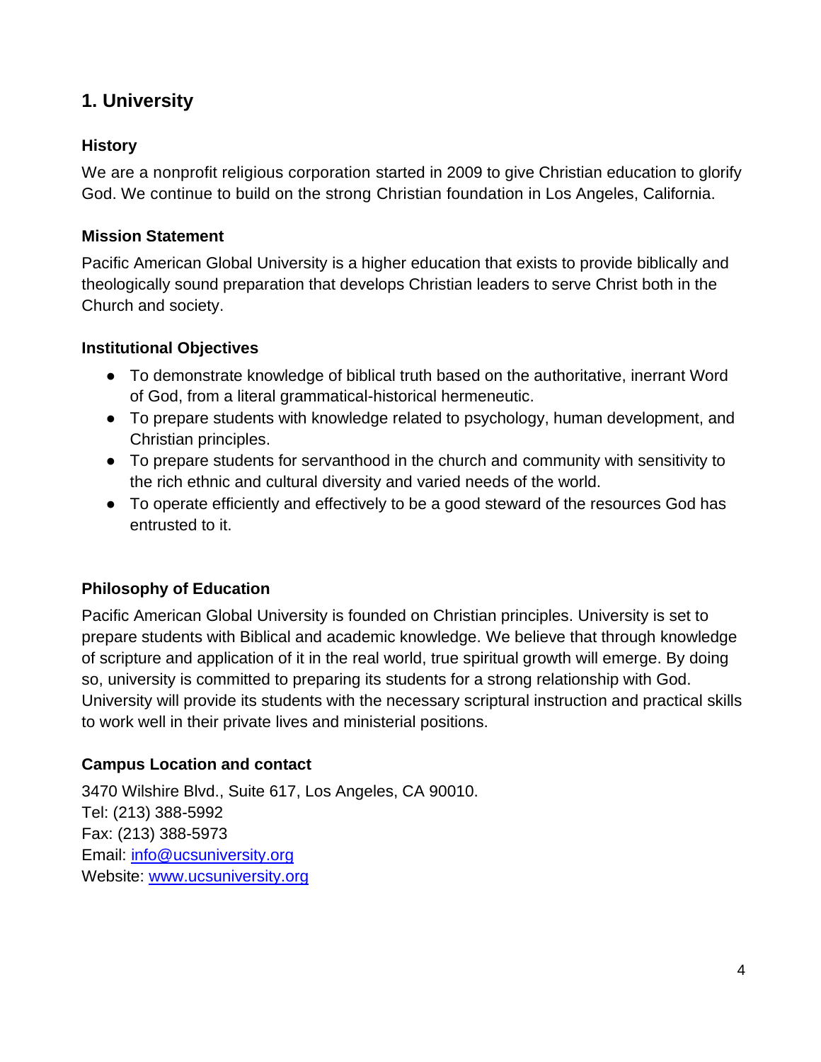## 1. University

### History

We are a nonprofit religious corporation started in 2009 to give Christian education to glorify God. We continue to build on the strong Christian foundation in Los Angeles, California.

### Mission Statement

Pacific American Global University is a higher education that exists to provide biblically and theologically sound preparation that develops Christian leaders to serve Christ both in the Church and society.

### Institutional Objectives

- To demonstrate knowledge of biblical truth based on the authoritative, inerrant Word of God, from a literal grammatical-historical hermeneutic.
- To prepare students with knowledge related to psychology, human development, and Christian principles.
- To prepare students for servanthood in the church and community with sensitivity to the rich ethnic and cultural diversity and varied needs of the world.
- To operate efficiently and effectively to be a good steward of the resources God has entrusted to it.

### Philosophy of Education

Pacific American Global University is founded on Christian principles. University is set to prepare students with Biblical and academic knowledge. We believe that through knowledge of scripture and application of it in the real world, true spiritual growth will emerge. By doing so, university is committed to preparing its students for a strong relationship with God. University will provide its students with the necessary scriptural instruction and practical skills to work well in their private lives and ministerial positions.

### Campus Location and contact

3470 Wilshire Blvd., Suite 617, Los Angeles, CA 90010.
Tel: (213) 388-5992
Fax: (213) 388-5973
Email: [info@ucsuniversity.org](mailto:info@ucsuniversity.org)
Website: [www.ucsuniversity.org](http://www.ucsuniversity.org)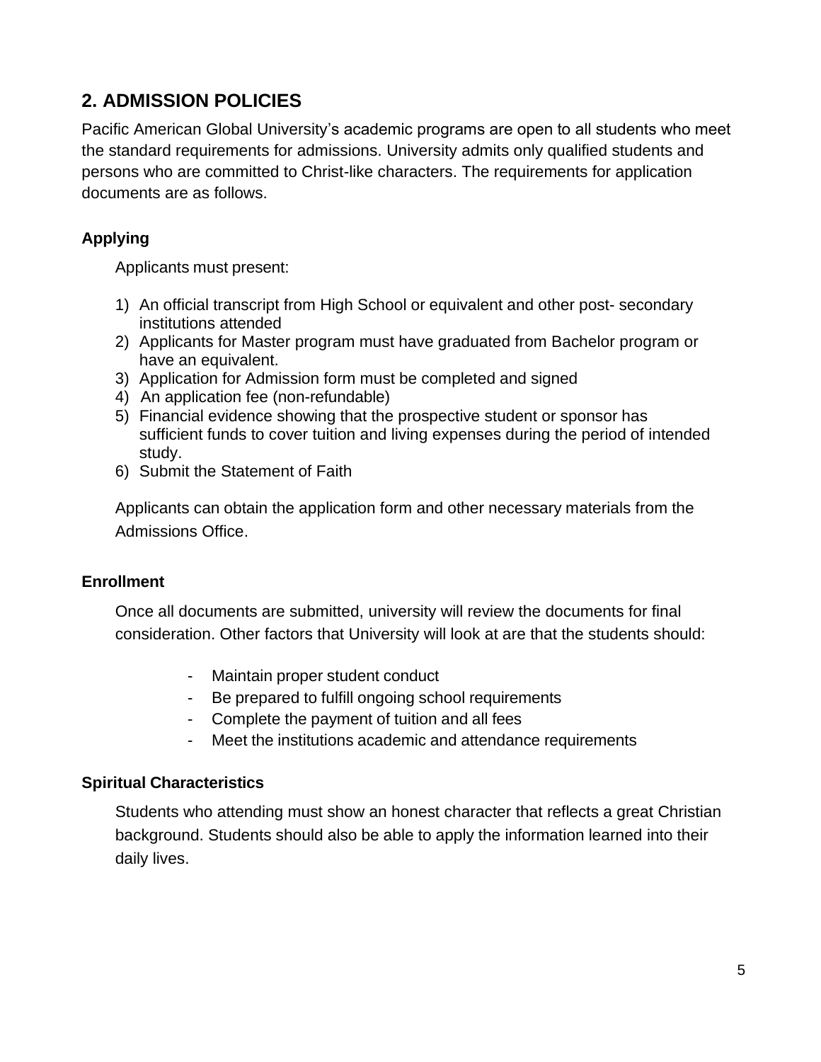## 2. ADMISSION POLICIES

Pacific American Global University's academic programs are open to all students who meet the standard requirements for admissions. University admits only qualified students and persons who are committed to Christ-like characters. The requirements for application documents are as follows.

### Applying

Applicants must present:

1) An official transcript from High School or equivalent and other post- secondary institutions attended
2) Applicants for Master program must have graduated from Bachelor program or have an equivalent.
3) Application for Admission form must be completed and signed
4) An application fee (non-refundable)
5) Financial evidence showing that the prospective student or sponsor has sufficient funds to cover tuition and living expenses during the period of intended study.
6) Submit the Statement of Faith

Applicants can obtain the application form and other necessary materials from the Admissions Office.

### Enrollment

Once all documents are submitted, university will review the documents for final consideration. Other factors that University will look at are that the students should:

- Maintain proper student conduct
- Be prepared to fulfill ongoing school requirements
- Complete the payment of tuition and all fees
- Meet the institutions academic and attendance requirements

### Spiritual Characteristics

Students who attending must show an honest character that reflects a great Christian background. Students should also be able to apply the information learned into their daily lives.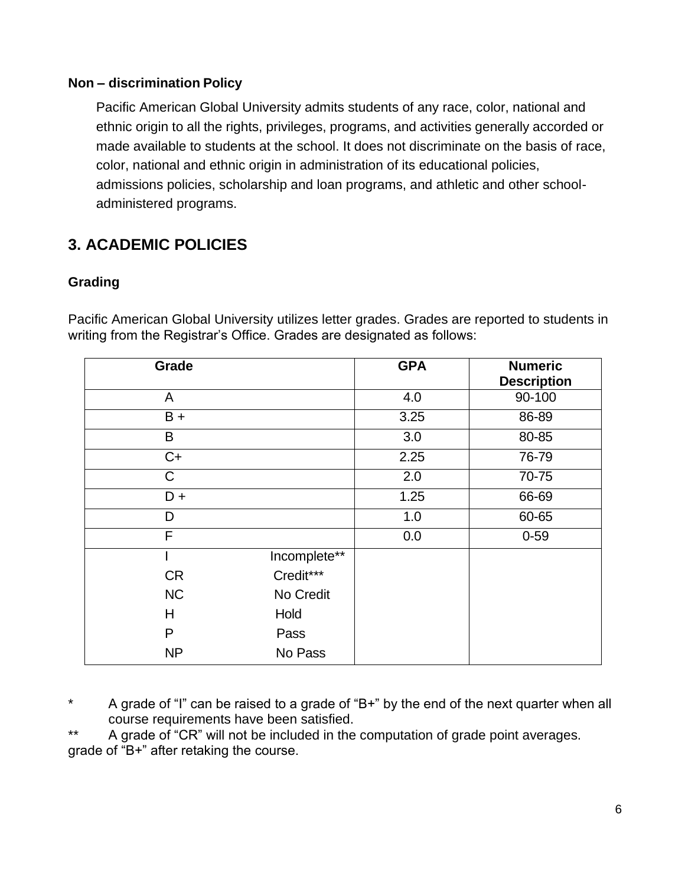**Non – discrimination Policy**

Pacific American Global University admits students of any race, color, national and ethnic origin to all the rights, privileges, programs, and activities generally accorded or made available to students at the school. It does not discriminate on the basis of race, color, national and ethnic origin in administration of its educational policies, admissions policies, scholarship and loan programs, and athletic and other school-administered programs.

## 3. ACADEMIC POLICIES

### Grading

Pacific American Global University utilizes letter grades. Grades are reported to students in writing from the Registrar's Office. Grades are designated as follows:

| Grade | | GPA | Numeric Description |
|---|---|---|---|
| A | | 4.0 | 90-100 |
| B + | | 3.25 | 86-89 |
| B | | 3.0 | 80-85 |
| C+ | | 2.25 | 76-79 |
| C | | 2.0 | 70-75 |
| D + | | 1.25 | 66-69 |
| D | | 1.0 | 60-65 |
| F | | 0.0 | 0-59 |
| I | Incomplete** | | |
| CR | Credit*** | | |
| NC | No Credit | | |
| H | Hold | | |
| P | Pass | | |
| NP | No Pass | | |

\* A grade of "I" can be raised to a grade of "B+" by the end of the next quarter when all course requirements have been satisfied.

** A grade of "CR" will not be included in the computation of grade point averages. grade of "B+" after retaking the course.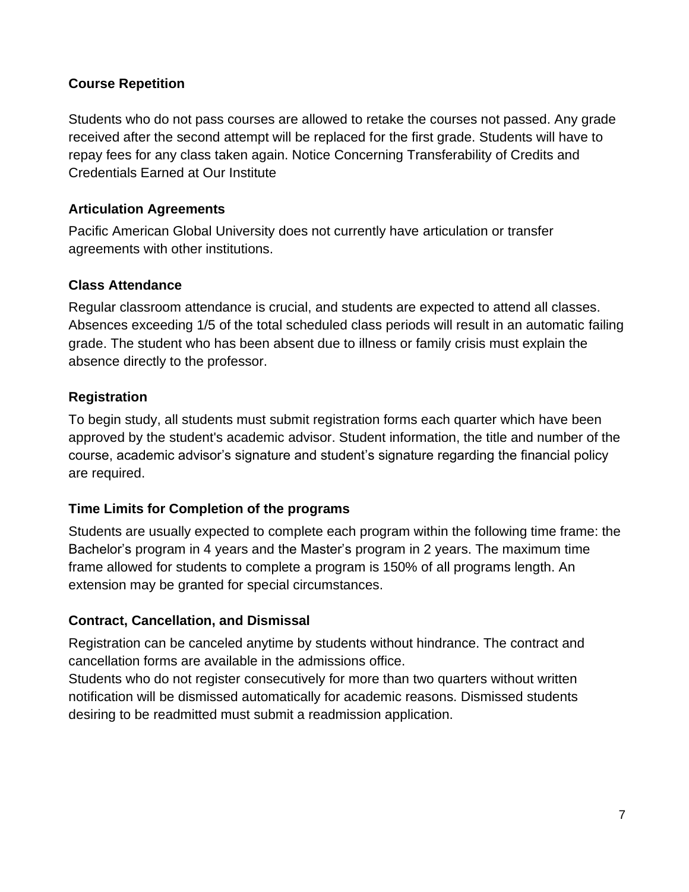### Course Repetition

Students who do not pass courses are allowed to retake the courses not passed. Any grade received after the second attempt will be replaced for the first grade. Students will have to repay fees for any class taken again. Notice Concerning Transferability of Credits and Credentials Earned at Our Institute

### Articulation Agreements

Pacific American Global University does not currently have articulation or transfer agreements with other institutions.

### Class Attendance

Regular classroom attendance is crucial, and students are expected to attend all classes. Absences exceeding 1/5 of the total scheduled class periods will result in an automatic failing grade. The student who has been absent due to illness or family crisis must explain the absence directly to the professor.

### Registration

To begin study, all students must submit registration forms each quarter which have been approved by the student's academic advisor. Student information, the title and number of the course, academic advisor's signature and student's signature regarding the financial policy are required.

### Time Limits for Completion of the programs

Students are usually expected to complete each program within the following time frame: the Bachelor's program in 4 years and the Master's program in 2 years. The maximum time frame allowed for students to complete a program is 150% of all programs length. An extension may be granted for special circumstances.

### Contract, Cancellation, and Dismissal

Registration can be canceled anytime by students without hindrance. The contract and cancellation forms are available in the admissions office.
Students who do not register consecutively for more than two quarters without written notification will be dismissed automatically for academic reasons. Dismissed students desiring to be readmitted must submit a readmission application.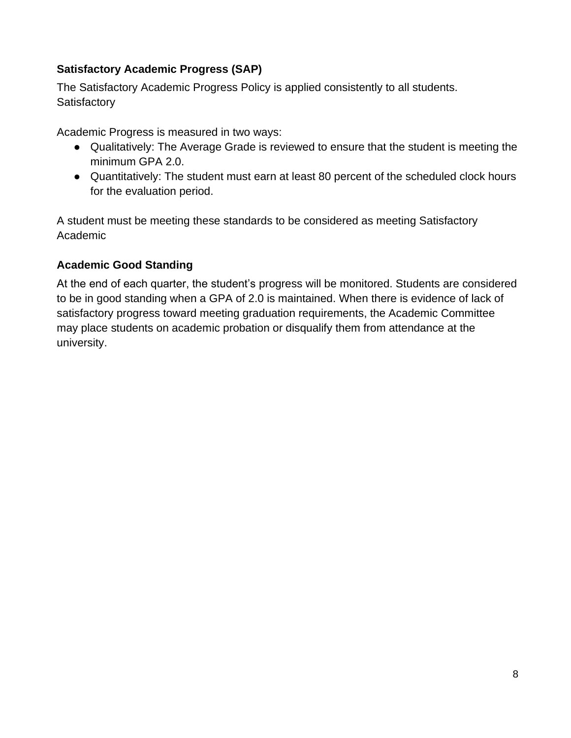**Satisfactory Academic Progress (SAP)**

The Satisfactory Academic Progress Policy is applied consistently to all students.
Satisfactory

Academic Progress is measured in two ways:

- Qualitatively: The Average Grade is reviewed to ensure that the student is meeting the minimum GPA 2.0.
- Quantitatively: The student must earn at least 80 percent of the scheduled clock hours for the evaluation period.

A student must be meeting these standards to be considered as meeting Satisfactory Academic

**Academic Good Standing**

At the end of each quarter, the student's progress will be monitored. Students are considered to be in good standing when a GPA of 2.0 is maintained. When there is evidence of lack of satisfactory progress toward meeting graduation requirements, the Academic Committee may place students on academic probation or disqualify them from attendance at the university.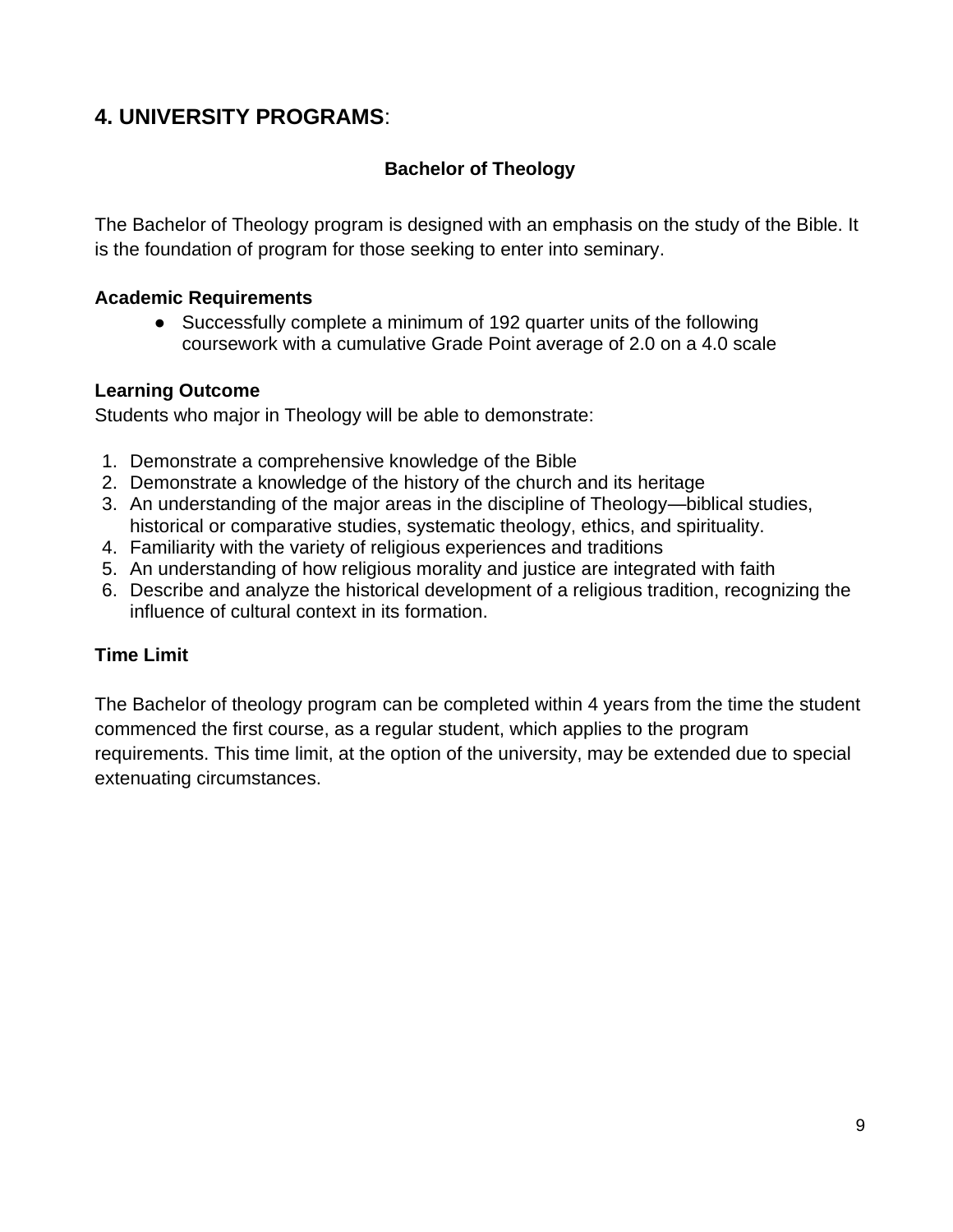## 4. UNIVERSITY PROGRAMS:

### Bachelor of Theology

The Bachelor of Theology program is designed with an emphasis on the study of the Bible. It is the foundation of program for those seeking to enter into seminary.

**Academic Requirements**

- Successfully complete a minimum of 192 quarter units of the following coursework with a cumulative Grade Point average of 2.0 on a 4.0 scale

**Learning Outcome**

Students who major in Theology will be able to demonstrate:

1. Demonstrate a comprehensive knowledge of the Bible
2. Demonstrate a knowledge of the history of the church and its heritage
3. An understanding of the major areas in the discipline of Theology—biblical studies, historical or comparative studies, systematic theology, ethics, and spirituality.
4. Familiarity with the variety of religious experiences and traditions
5. An understanding of how religious morality and justice are integrated with faith
6. Describe and analyze the historical development of a religious tradition, recognizing the influence of cultural context in its formation.

**Time Limit**

The Bachelor of theology program can be completed within 4 years from the time the student commenced the first course, as a regular student, which applies to the program requirements. This time limit, at the option of the university, may be extended due to special extenuating circumstances.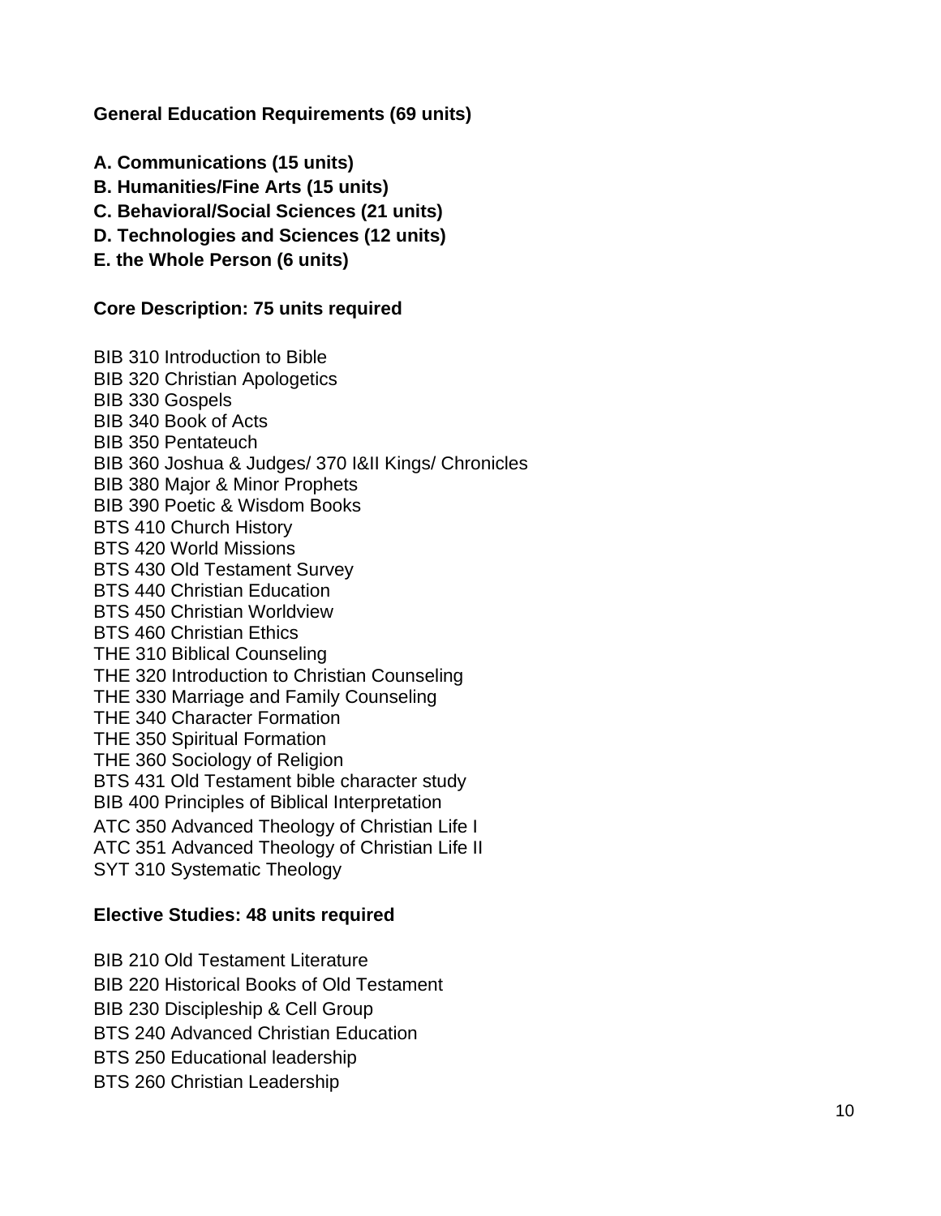**General Education Requirements (69 units)**

**A. Communications (15 units)**
**B. Humanities/Fine Arts (15 units)**
**C. Behavioral/Social Sciences (21 units)**
**D. Technologies and Sciences (12 units)**
**E. the Whole Person (6 units)**

**Core Description: 75 units required**

BIB 310 Introduction to Bible
BIB 320 Christian Apologetics
BIB 330 Gospels
BIB 340 Book of Acts
BIB 350 Pentateuch
BIB 360 Joshua & Judges/ 370 I&II Kings/ Chronicles
BIB 380 Major & Minor Prophets
BIB 390 Poetic & Wisdom Books
BTS 410 Church History
BTS 420 World Missions
BTS 430 Old Testament Survey
BTS 440 Christian Education
BTS 450 Christian Worldview
BTS 460 Christian Ethics
THE 310 Biblical Counseling
THE 320 Introduction to Christian Counseling
THE 330 Marriage and Family Counseling
THE 340 Character Formation
THE 350 Spiritual Formation
THE 360 Sociology of Religion
BTS 431 Old Testament bible character study
BIB 400 Principles of Biblical Interpretation
ATC 350 Advanced Theology of Christian Life I
ATC 351 Advanced Theology of Christian Life II
SYT 310 Systematic Theology

**Elective Studies: 48 units required**

BIB 210 Old Testament Literature
BIB 220 Historical Books of Old Testament
BIB 230 Discipleship & Cell Group
BTS 240 Advanced Christian Education
BTS 250 Educational leadership
BTS 260 Christian Leadership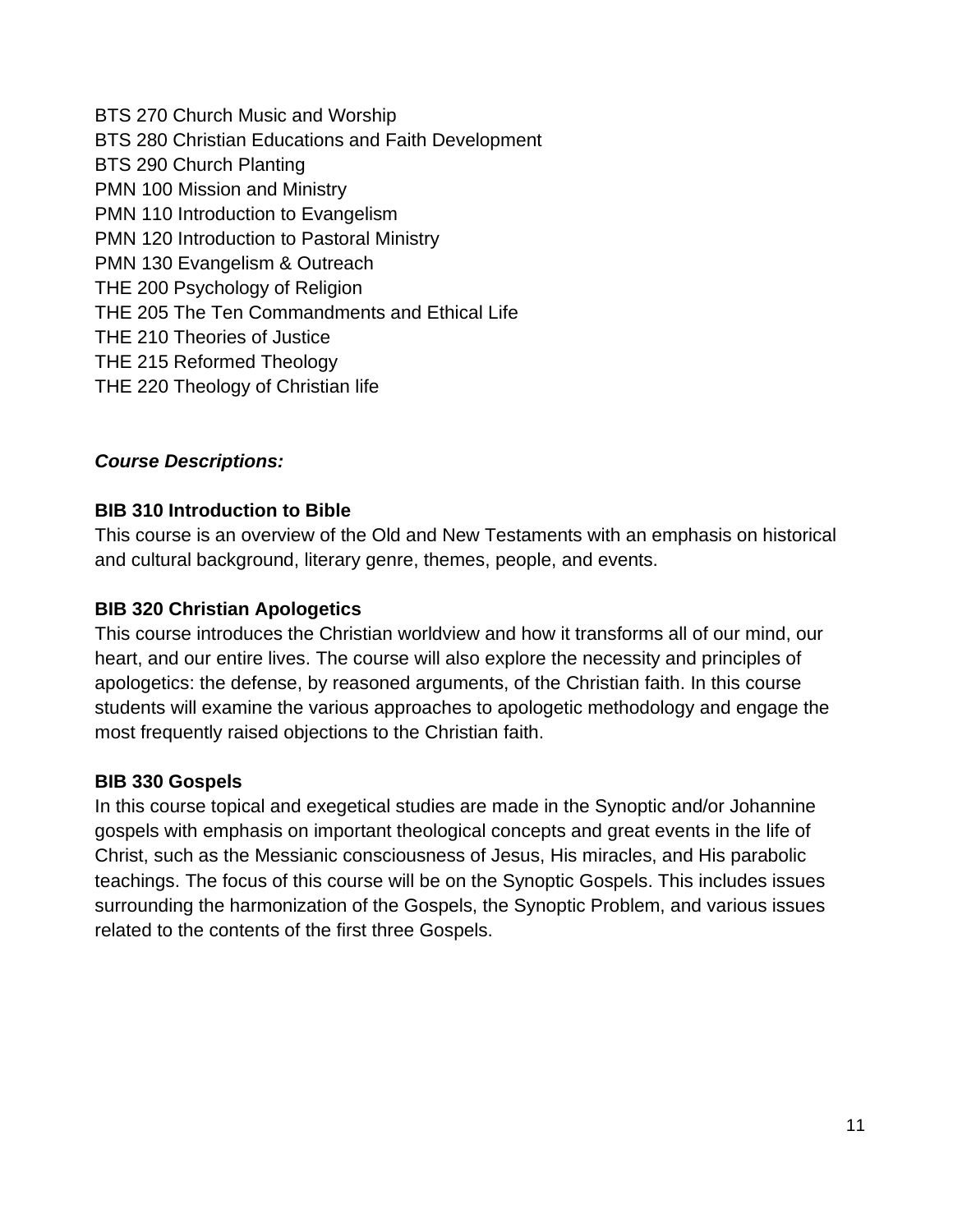BTS 270 Church Music and Worship
BTS 280 Christian Educations and Faith Development
BTS 290 Church Planting
PMN 100 Mission and Ministry
PMN 110 Introduction to Evangelism
PMN 120 Introduction to Pastoral Ministry
PMN 130 Evangelism & Outreach
THE 200 Psychology of Religion
THE 205 The Ten Commandments and Ethical Life
THE 210 Theories of Justice
THE 215 Reformed Theology
THE 220 Theology of Christian life

***Course Descriptions:***

**BIB 310 Introduction to Bible**

This course is an overview of the Old and New Testaments with an emphasis on historical and cultural background, literary genre, themes, people, and events.

**BIB 320 Christian Apologetics**

This course introduces the Christian worldview and how it transforms all of our mind, our heart, and our entire lives. The course will also explore the necessity and principles of apologetics: the defense, by reasoned arguments, of the Christian faith. In this course students will examine the various approaches to apologetic methodology and engage the most frequently raised objections to the Christian faith.

**BIB 330 Gospels**

In this course topical and exegetical studies are made in the Synoptic and/or Johannine gospels with emphasis on important theological concepts and great events in the life of Christ, such as the Messianic consciousness of Jesus, His miracles, and His parabolic teachings. The focus of this course will be on the Synoptic Gospels. This includes issues surrounding the harmonization of the Gospels, the Synoptic Problem, and various issues related to the contents of the first three Gospels.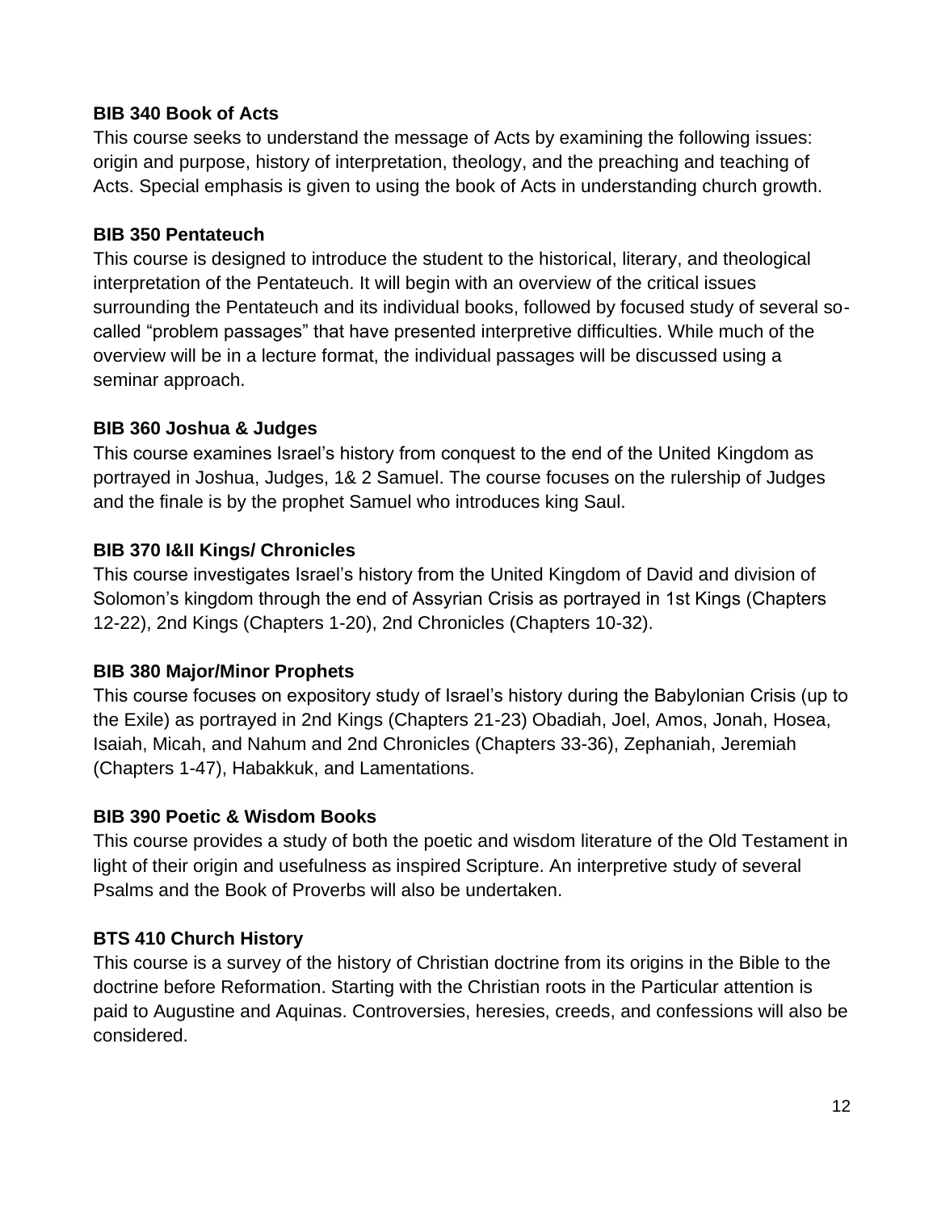**BIB 340 Book of Acts**

This course seeks to understand the message of Acts by examining the following issues: origin and purpose, history of interpretation, theology, and the preaching and teaching of Acts. Special emphasis is given to using the book of Acts in understanding church growth.

**BIB 350 Pentateuch**

This course is designed to introduce the student to the historical, literary, and theological interpretation of the Pentateuch. It will begin with an overview of the critical issues surrounding the Pentateuch and its individual books, followed by focused study of several so-called “problem passages” that have presented interpretive difficulties. While much of the overview will be in a lecture format, the individual passages will be discussed using a seminar approach.

**BIB 360 Joshua & Judges**

This course examines Israel’s history from conquest to the end of the United Kingdom as portrayed in Joshua, Judges, 1& 2 Samuel. The course focuses on the rulership of Judges and the finale is by the prophet Samuel who introduces king Saul.

**BIB 370 I&II Kings/ Chronicles**

This course investigates Israel’s history from the United Kingdom of David and division of Solomon’s kingdom through the end of Assyrian Crisis as portrayed in 1st Kings (Chapters 12-22), 2nd Kings (Chapters 1-20), 2nd Chronicles (Chapters 10-32).

**BIB 380 Major/Minor Prophets**

This course focuses on expository study of Israel’s history during the Babylonian Crisis (up to the Exile) as portrayed in 2nd Kings (Chapters 21-23) Obadiah, Joel, Amos, Jonah, Hosea, Isaiah, Micah, and Nahum and 2nd Chronicles (Chapters 33-36), Zephaniah, Jeremiah (Chapters 1-47), Habakkuk, and Lamentations.

**BIB 390 Poetic & Wisdom Books**

This course provides a study of both the poetic and wisdom literature of the Old Testament in light of their origin and usefulness as inspired Scripture. An interpretive study of several Psalms and the Book of Proverbs will also be undertaken.

**BTS 410 Church History**

This course is a survey of the history of Christian doctrine from its origins in the Bible to the doctrine before Reformation. Starting with the Christian roots in the Particular attention is paid to Augustine and Aquinas. Controversies, heresies, creeds, and confessions will also be considered.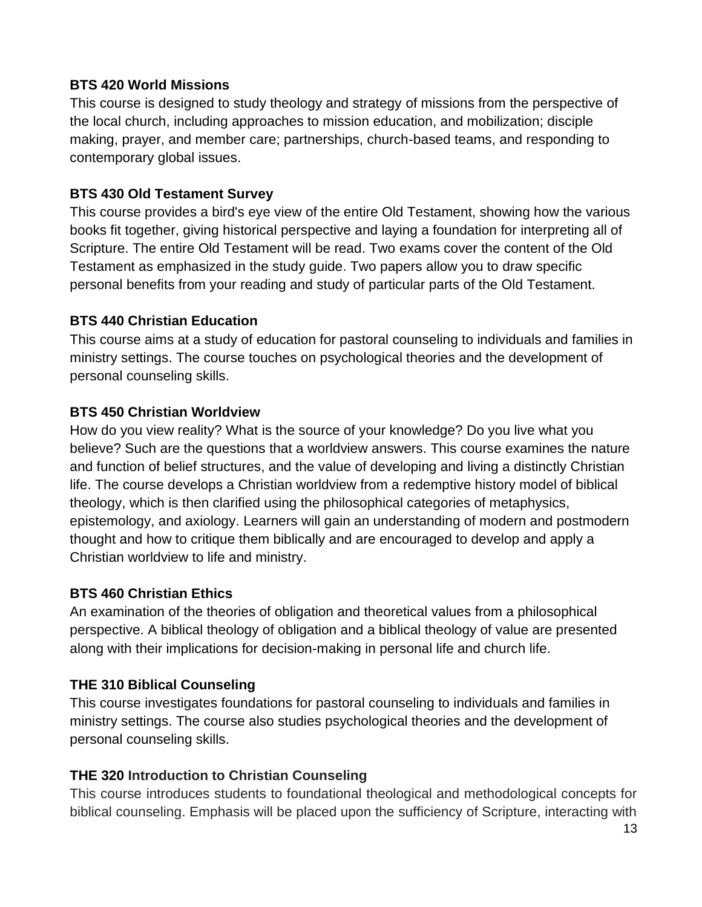**BTS 420 World Missions**
This course is designed to study theology and strategy of missions from the perspective of the local church, including approaches to mission education, and mobilization; disciple making, prayer, and member care; partnerships, church-based teams, and responding to contemporary global issues.

**BTS 430 Old Testament Survey**
This course provides a bird's eye view of the entire Old Testament, showing how the various books fit together, giving historical perspective and laying a foundation for interpreting all of Scripture. The entire Old Testament will be read. Two exams cover the content of the Old Testament as emphasized in the study guide. Two papers allow you to draw specific personal benefits from your reading and study of particular parts of the Old Testament.

**BTS 440 Christian Education**
This course aims at a study of education for pastoral counseling to individuals and families in ministry settings. The course touches on psychological theories and the development of personal counseling skills.

**BTS 450 Christian Worldview**
How do you view reality? What is the source of your knowledge? Do you live what you believe? Such are the questions that a worldview answers. This course examines the nature and function of belief structures, and the value of developing and living a distinctly Christian life. The course develops a Christian worldview from a redemptive history model of biblical theology, which is then clarified using the philosophical categories of metaphysics, epistemology, and axiology. Learners will gain an understanding of modern and postmodern thought and how to critique them biblically and are encouraged to develop and apply a Christian worldview to life and ministry.

**BTS 460 Christian Ethics**
An examination of the theories of obligation and theoretical values from a philosophical perspective. A biblical theology of obligation and a biblical theology of value are presented along with their implications for decision-making in personal life and church life.

**THE 310 Biblical Counseling**
This course investigates foundations for pastoral counseling to individuals and families in ministry settings. The course also studies psychological theories and the development of personal counseling skills.

**THE 320 Introduction to Christian Counseling**
This course introduces students to foundational theological and methodological concepts for biblical counseling. Emphasis will be placed upon the sufficiency of Scripture, interacting with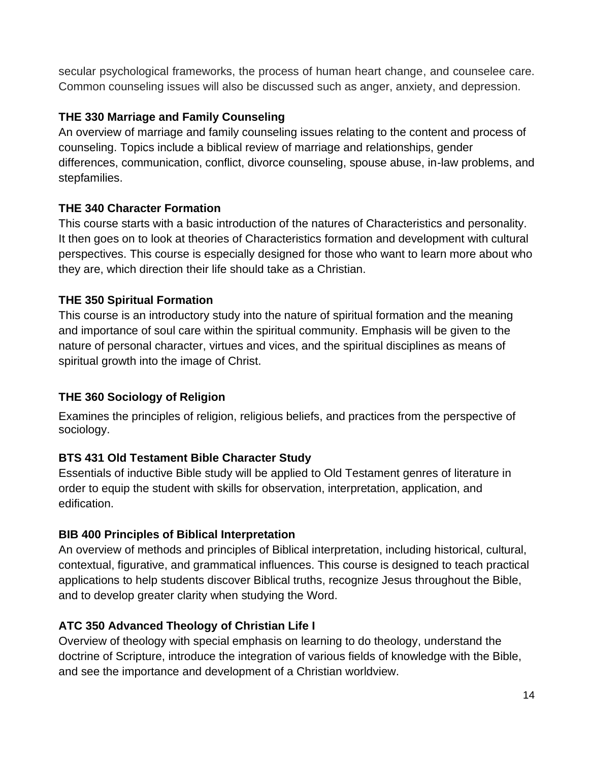secular psychological frameworks, the process of human heart change, and counselee care. Common counseling issues will also be discussed such as anger, anxiety, and depression.

### THE 330 Marriage and Family Counseling

An overview of marriage and family counseling issues relating to the content and process of counseling. Topics include a biblical review of marriage and relationships, gender differences, communication, conflict, divorce counseling, spouse abuse, in-law problems, and stepfamilies.

### THE 340 Character Formation

This course starts with a basic introduction of the natures of Characteristics and personality. It then goes on to look at theories of Characteristics formation and development with cultural perspectives. This course is especially designed for those who want to learn more about who they are, which direction their life should take as a Christian.

### THE 350 Spiritual Formation

This course is an introductory study into the nature of spiritual formation and the meaning and importance of soul care within the spiritual community. Emphasis will be given to the nature of personal character, virtues and vices, and the spiritual disciplines as means of spiritual growth into the image of Christ.

### THE 360 Sociology of Religion

Examines the principles of religion, religious beliefs, and practices from the perspective of sociology.

### BTS 431 Old Testament Bible Character Study

Essentials of inductive Bible study will be applied to Old Testament genres of literature in order to equip the student with skills for observation, interpretation, application, and edification.

### BIB 400 Principles of Biblical Interpretation

An overview of methods and principles of Biblical interpretation, including historical, cultural, contextual, figurative, and grammatical influences. This course is designed to teach practical applications to help students discover Biblical truths, recognize Jesus throughout the Bible, and to develop greater clarity when studying the Word.

### ATC 350 Advanced Theology of Christian Life I

Overview of theology with special emphasis on learning to do theology, understand the doctrine of Scripture, introduce the integration of various fields of knowledge with the Bible, and see the importance and development of a Christian worldview.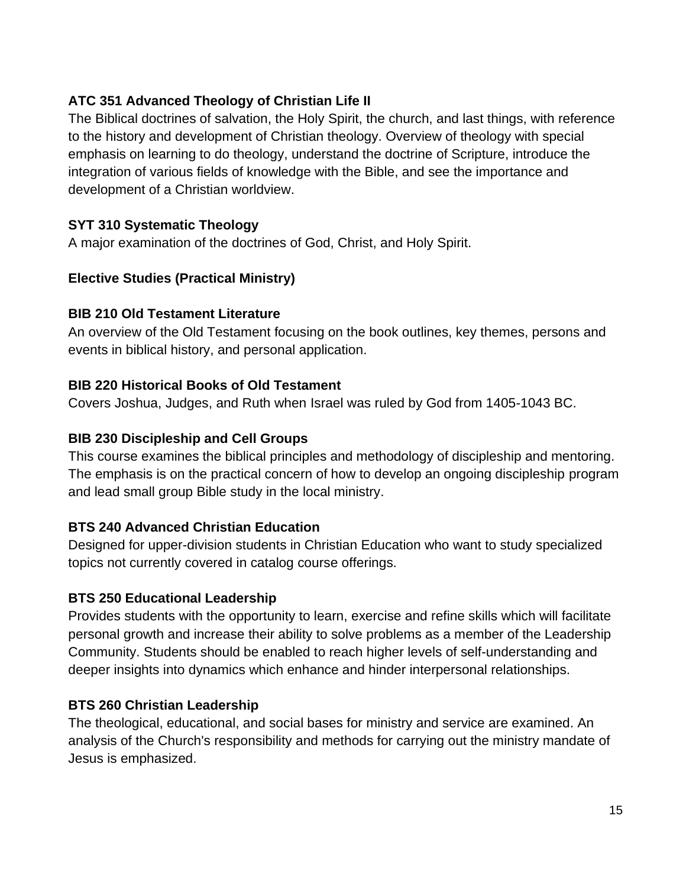**ATC 351 Advanced Theology of Christian Life II**

The Biblical doctrines of salvation, the Holy Spirit, the church, and last things, with reference to the history and development of Christian theology. Overview of theology with special emphasis on learning to do theology, understand the doctrine of Scripture, introduce the integration of various fields of knowledge with the Bible, and see the importance and development of a Christian worldview.

**SYT 310 Systematic Theology**

A major examination of the doctrines of God, Christ, and Holy Spirit.

**Elective Studies (Practical Ministry)**

**BIB 210 Old Testament Literature**

An overview of the Old Testament focusing on the book outlines, key themes, persons and events in biblical history, and personal application.

**BIB 220 Historical Books of Old Testament**

Covers Joshua, Judges, and Ruth when Israel was ruled by God from 1405-1043 BC.

**BIB 230 Discipleship and Cell Groups**

This course examines the biblical principles and methodology of discipleship and mentoring. The emphasis is on the practical concern of how to develop an ongoing discipleship program and lead small group Bible study in the local ministry.

**BTS 240 Advanced Christian Education**

Designed for upper-division students in Christian Education who want to study specialized topics not currently covered in catalog course offerings.

**BTS 250 Educational Leadership**

Provides students with the opportunity to learn, exercise and refine skills which will facilitate personal growth and increase their ability to solve problems as a member of the Leadership Community. Students should be enabled to reach higher levels of self-understanding and deeper insights into dynamics which enhance and hinder interpersonal relationships.

**BTS 260 Christian Leadership**

The theological, educational, and social bases for ministry and service are examined. An analysis of the Church's responsibility and methods for carrying out the ministry mandate of Jesus is emphasized.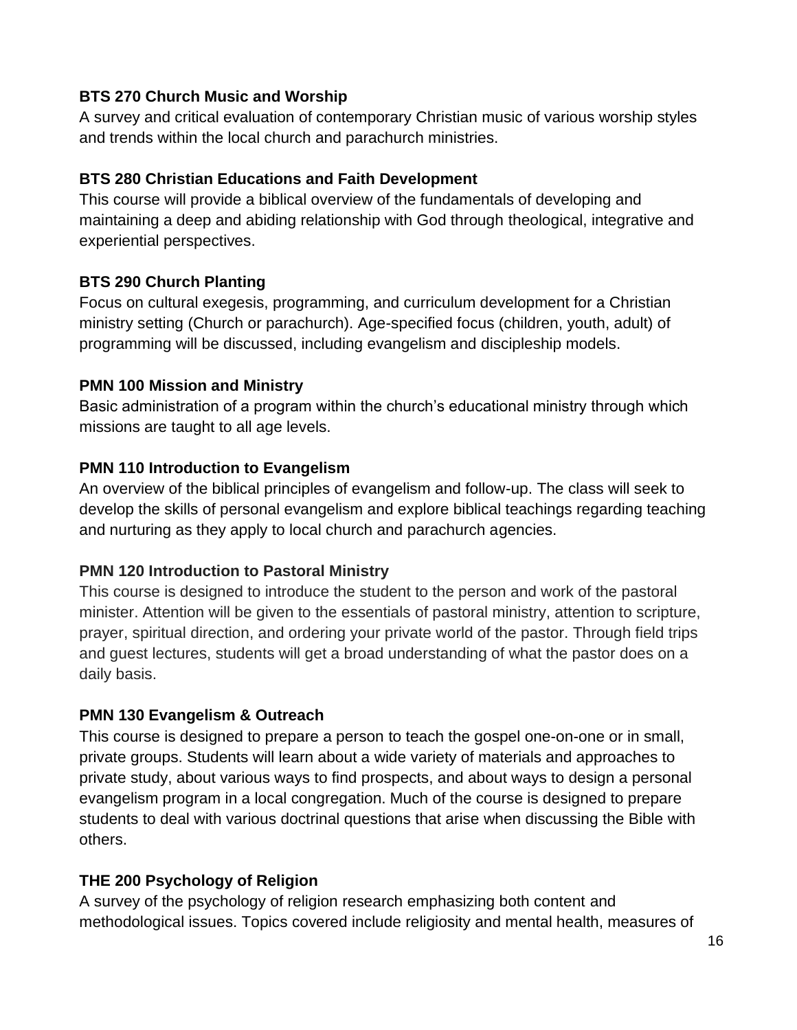**BTS 270 Church Music and Worship**

A survey and critical evaluation of contemporary Christian music of various worship styles and trends within the local church and parachurch ministries.

**BTS 280 Christian Educations and Faith Development**

This course will provide a biblical overview of the fundamentals of developing and maintaining a deep and abiding relationship with God through theological, integrative and experiential perspectives.

**BTS 290 Church Planting**

Focus on cultural exegesis, programming, and curriculum development for a Christian ministry setting (Church or parachurch). Age-specified focus (children, youth, adult) of programming will be discussed, including evangelism and discipleship models.

**PMN 100 Mission and Ministry**

Basic administration of a program within the church's educational ministry through which missions are taught to all age levels.

**PMN 110 Introduction to Evangelism**

An overview of the biblical principles of evangelism and follow-up. The class will seek to develop the skills of personal evangelism and explore biblical teachings regarding teaching and nurturing as they apply to local church and parachurch agencies.

**PMN 120 Introduction to Pastoral Ministry**

This course is designed to introduce the student to the person and work of the pastoral minister. Attention will be given to the essentials of pastoral ministry, attention to scripture, prayer, spiritual direction, and ordering your private world of the pastor. Through field trips and guest lectures, students will get a broad understanding of what the pastor does on a daily basis.

**PMN 130 Evangelism & Outreach**

This course is designed to prepare a person to teach the gospel one-on-one or in small, private groups. Students will learn about a wide variety of materials and approaches to private study, about various ways to find prospects, and about ways to design a personal evangelism program in a local congregation. Much of the course is designed to prepare students to deal with various doctrinal questions that arise when discussing the Bible with others.

**THE 200 Psychology of Religion**

A survey of the psychology of religion research emphasizing both content and methodological issues. Topics covered include religiosity and mental health, measures of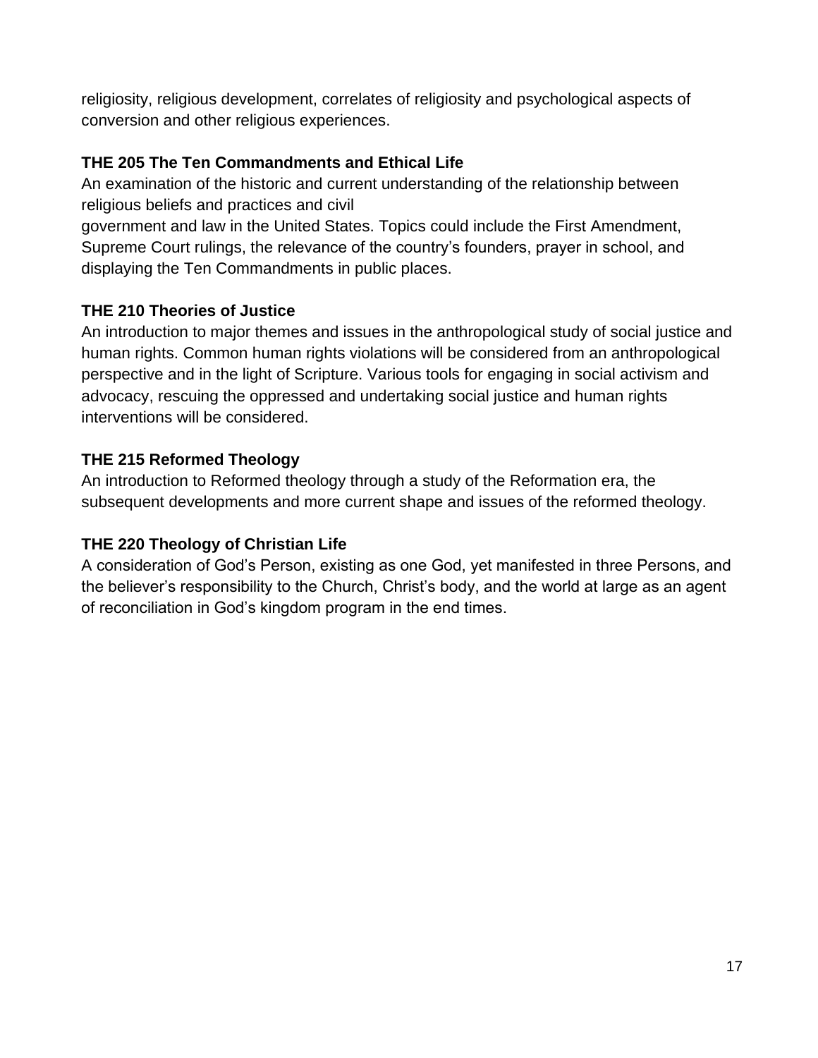religiosity, religious development, correlates of religiosity and psychological aspects of conversion and other religious experiences.

**THE 205 The Ten Commandments and Ethical Life**

An examination of the historic and current understanding of the relationship between religious beliefs and practices and civil government and law in the United States. Topics could include the First Amendment, Supreme Court rulings, the relevance of the country's founders, prayer in school, and displaying the Ten Commandments in public places.

**THE 210 Theories of Justice**

An introduction to major themes and issues in the anthropological study of social justice and human rights. Common human rights violations will be considered from an anthropological perspective and in the light of Scripture. Various tools for engaging in social activism and advocacy, rescuing the oppressed and undertaking social justice and human rights interventions will be considered.

**THE 215 Reformed Theology**

An introduction to Reformed theology through a study of the Reformation era, the subsequent developments and more current shape and issues of the reformed theology.

**THE 220 Theology of Christian Life**

A consideration of God's Person, existing as one God, yet manifested in three Persons, and the believer's responsibility to the Church, Christ's body, and the world at large as an agent of reconciliation in God's kingdom program in the end times.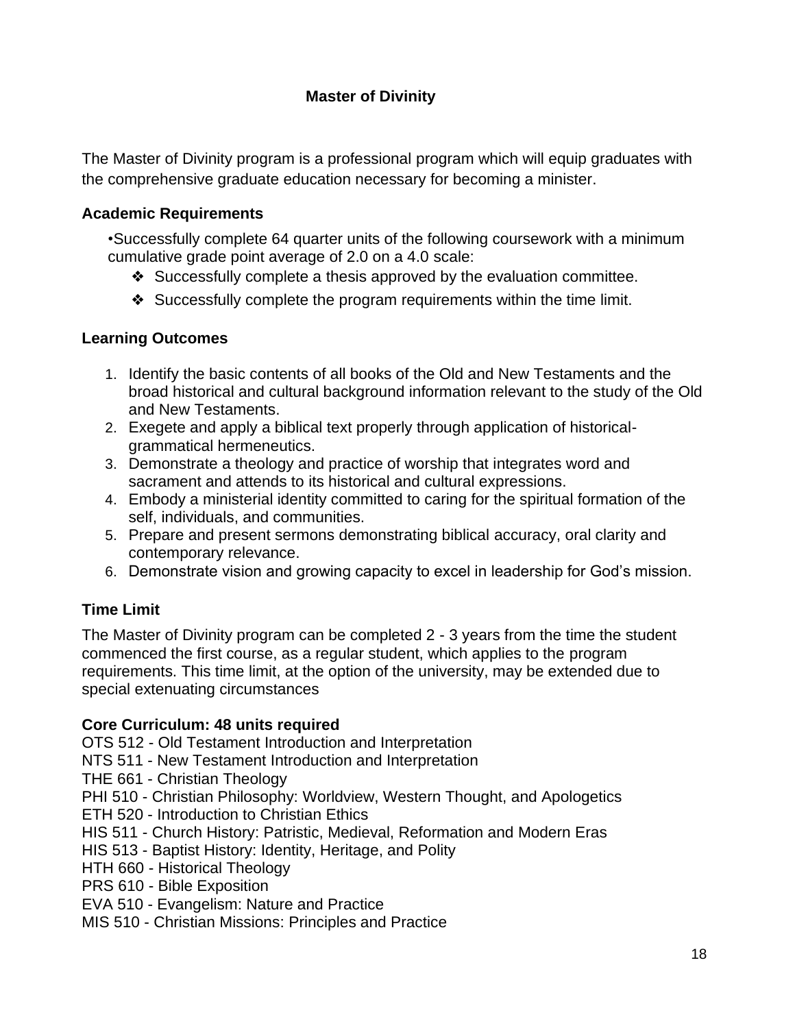## Master of Divinity

The Master of Divinity program is a professional program which will equip graduates with the comprehensive graduate education necessary for becoming a minister.

### Academic Requirements

•Successfully complete 64 quarter units of the following coursework with a minimum cumulative grade point average of 2.0 on a 4.0 scale:

- ❖ Successfully complete a thesis approved by the evaluation committee.
- ❖ Successfully complete the program requirements within the time limit.

### Learning Outcomes

1. Identify the basic contents of all books of the Old and New Testaments and the broad historical and cultural background information relevant to the study of the Old and New Testaments.
2. Exegete and apply a biblical text properly through application of historical-grammatical hermeneutics.
3. Demonstrate a theology and practice of worship that integrates word and sacrament and attends to its historical and cultural expressions.
4. Embody a ministerial identity committed to caring for the spiritual formation of the self, individuals, and communities.
5. Prepare and present sermons demonstrating biblical accuracy, oral clarity and contemporary relevance.
6. Demonstrate vision and growing capacity to excel in leadership for God's mission.

### Time Limit

The Master of Divinity program can be completed 2 - 3 years from the time the student commenced the first course, as a regular student, which applies to the program requirements. This time limit, at the option of the university, may be extended due to special extenuating circumstances

**Core Curriculum: 48 units required**

OTS 512 - Old Testament Introduction and Interpretation
NTS 511 - New Testament Introduction and Interpretation
THE 661 - Christian Theology
PHI 510 - Christian Philosophy: Worldview, Western Thought, and Apologetics
ETH 520 - Introduction to Christian Ethics
HIS 511 - Church History: Patristic, Medieval, Reformation and Modern Eras
HIS 513 - Baptist History: Identity, Heritage, and Polity
HTH 660 - Historical Theology
PRS 610 - Bible Exposition
EVA 510 - Evangelism: Nature and Practice
MIS 510 - Christian Missions: Principles and Practice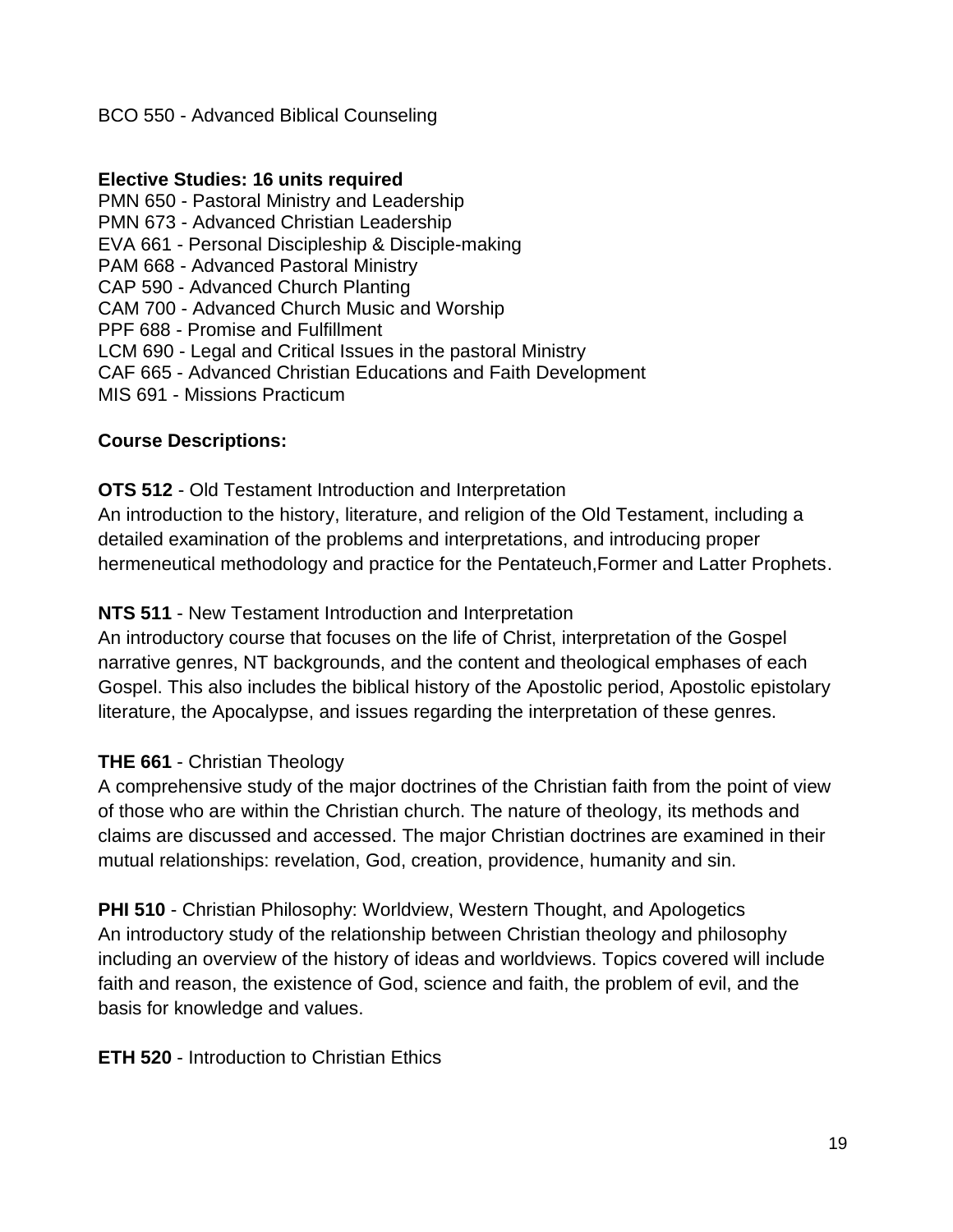BCO 550 - Advanced Biblical Counseling

**Elective Studies: 16 units required**
PMN 650 - Pastoral Ministry and Leadership
PMN 673 - Advanced Christian Leadership
EVA 661 - Personal Discipleship & Disciple-making
PAM 668 - Advanced Pastoral Ministry
CAP 590 - Advanced Church Planting
CAM 700 - Advanced Church Music and Worship
PPF 688 - Promise and Fulfillment
LCM 690 - Legal and Critical Issues in the pastoral Ministry
CAF 665 - Advanced Christian Educations and Faith Development
MIS 691 - Missions Practicum

**Course Descriptions:**

**OTS 512** - Old Testament Introduction and Interpretation
An introduction to the history, literature, and religion of the Old Testament, including a detailed examination of the problems and interpretations, and introducing proper hermeneutical methodology and practice for the Pentateuch,Former and Latter Prophets.

**NTS 511** - New Testament Introduction and Interpretation
An introductory course that focuses on the life of Christ, interpretation of the Gospel narrative genres, NT backgrounds, and the content and theological emphases of each Gospel. This also includes the biblical history of the Apostolic period, Apostolic epistolary literature, the Apocalypse, and issues regarding the interpretation of these genres.

**THE 661** - Christian Theology
A comprehensive study of the major doctrines of the Christian faith from the point of view of those who are within the Christian church. The nature of theology, its methods and claims are discussed and accessed. The major Christian doctrines are examined in their mutual relationships: revelation, God, creation, providence, humanity and sin.

**PHI 510** - Christian Philosophy: Worldview, Western Thought, and Apologetics
An introductory study of the relationship between Christian theology and philosophy including an overview of the history of ideas and worldviews. Topics covered will include faith and reason, the existence of God, science and faith, the problem of evil, and the basis for knowledge and values.

**ETH 520** - Introduction to Christian Ethics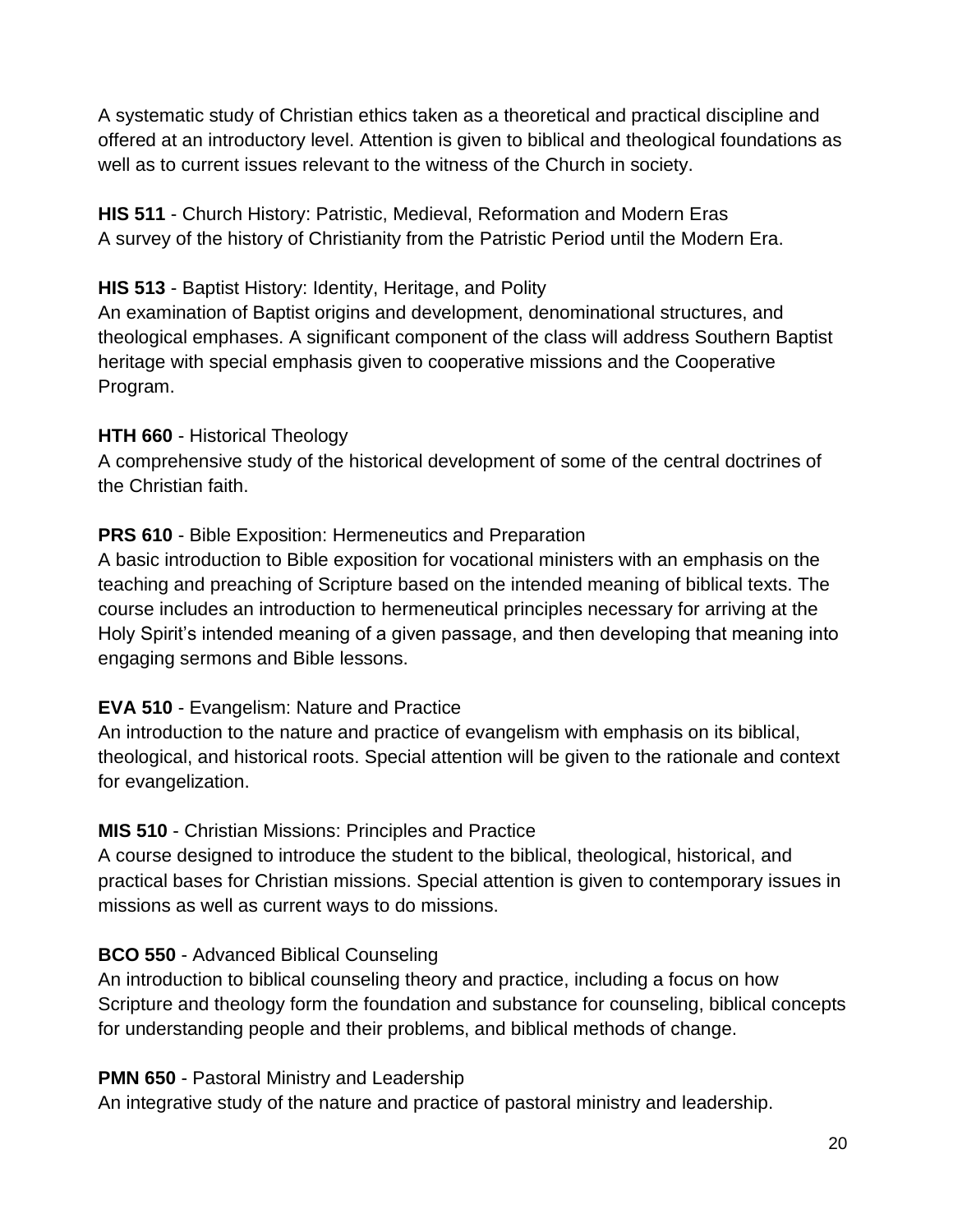A systematic study of Christian ethics taken as a theoretical and practical discipline and offered at an introductory level. Attention is given to biblical and theological foundations as well as to current issues relevant to the witness of the Church in society.

**HIS 511** - Church History: Patristic, Medieval, Reformation and Modern Eras
A survey of the history of Christianity from the Patristic Period until the Modern Era.

**HIS 513** - Baptist History: Identity, Heritage, and Polity
An examination of Baptist origins and development, denominational structures, and theological emphases. A significant component of the class will address Southern Baptist heritage with special emphasis given to cooperative missions and the Cooperative Program.

**HTH 660** - Historical Theology
A comprehensive study of the historical development of some of the central doctrines of the Christian faith.

**PRS 610** - Bible Exposition: Hermeneutics and Preparation
A basic introduction to Bible exposition for vocational ministers with an emphasis on the teaching and preaching of Scripture based on the intended meaning of biblical texts. The course includes an introduction to hermeneutical principles necessary for arriving at the Holy Spirit's intended meaning of a given passage, and then developing that meaning into engaging sermons and Bible lessons.

**EVA 510** - Evangelism: Nature and Practice
An introduction to the nature and practice of evangelism with emphasis on its biblical, theological, and historical roots. Special attention will be given to the rationale and context for evangelization.

**MIS 510** - Christian Missions: Principles and Practice
A course designed to introduce the student to the biblical, theological, historical, and practical bases for Christian missions. Special attention is given to contemporary issues in missions as well as current ways to do missions.

**BCO 550** - Advanced Biblical Counseling
An introduction to biblical counseling theory and practice, including a focus on how Scripture and theology form the foundation and substance for counseling, biblical concepts for understanding people and their problems, and biblical methods of change.

**PMN 650** - Pastoral Ministry and Leadership
An integrative study of the nature and practice of pastoral ministry and leadership.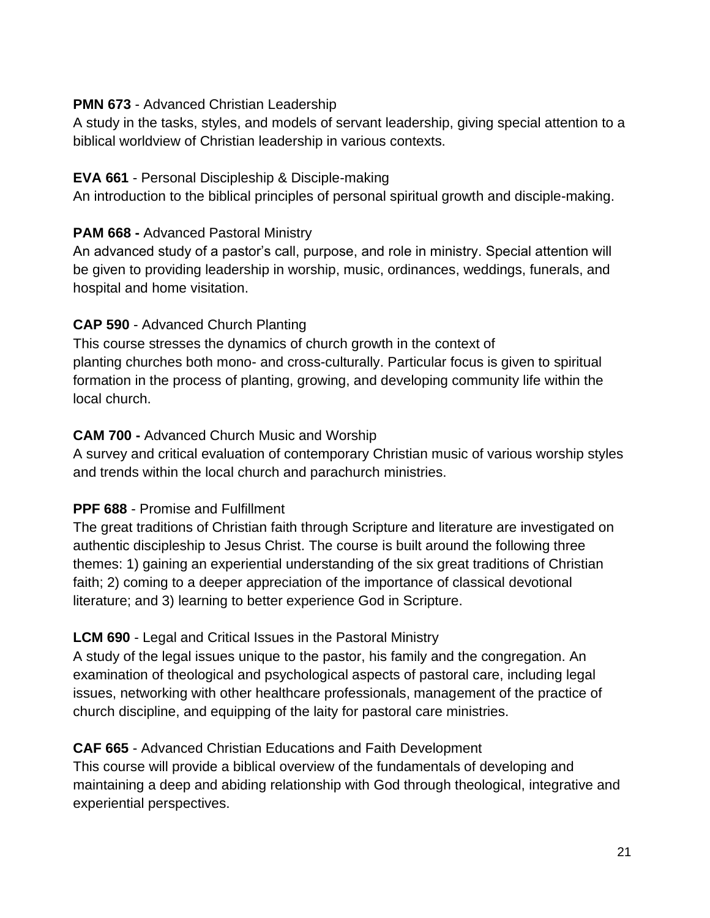**PMN 673** - Advanced Christian Leadership
A study in the tasks, styles, and models of servant leadership, giving special attention to a biblical worldview of Christian leadership in various contexts.

**EVA 661** - Personal Discipleship & Disciple-making
An introduction to the biblical principles of personal spiritual growth and disciple-making.

**PAM 668 -** Advanced Pastoral Ministry
An advanced study of a pastor's call, purpose, and role in ministry. Special attention will be given to providing leadership in worship, music, ordinances, weddings, funerals, and hospital and home visitation.

**CAP 590** - Advanced Church Planting
This course stresses the dynamics of church growth in the context of planting churches both mono- and cross-culturally. Particular focus is given to spiritual formation in the process of planting, growing, and developing community life within the local church.

**CAM 700 -** Advanced Church Music and Worship
A survey and critical evaluation of contemporary Christian music of various worship styles and trends within the local church and parachurch ministries.

**PPF 688** - Promise and Fulfillment
The great traditions of Christian faith through Scripture and literature are investigated on authentic discipleship to Jesus Christ. The course is built around the following three themes: 1) gaining an experiential understanding of the six great traditions of Christian faith; 2) coming to a deeper appreciation of the importance of classical devotional literature; and 3) learning to better experience God in Scripture.

**LCM 690** - Legal and Critical Issues in the Pastoral Ministry
A study of the legal issues unique to the pastor, his family and the congregation. An examination of theological and psychological aspects of pastoral care, including legal issues, networking with other healthcare professionals, management of the practice of church discipline, and equipping of the laity for pastoral care ministries.

**CAF 665** - Advanced Christian Educations and Faith Development
This course will provide a biblical overview of the fundamentals of developing and maintaining a deep and abiding relationship with God through theological, integrative and experiential perspectives.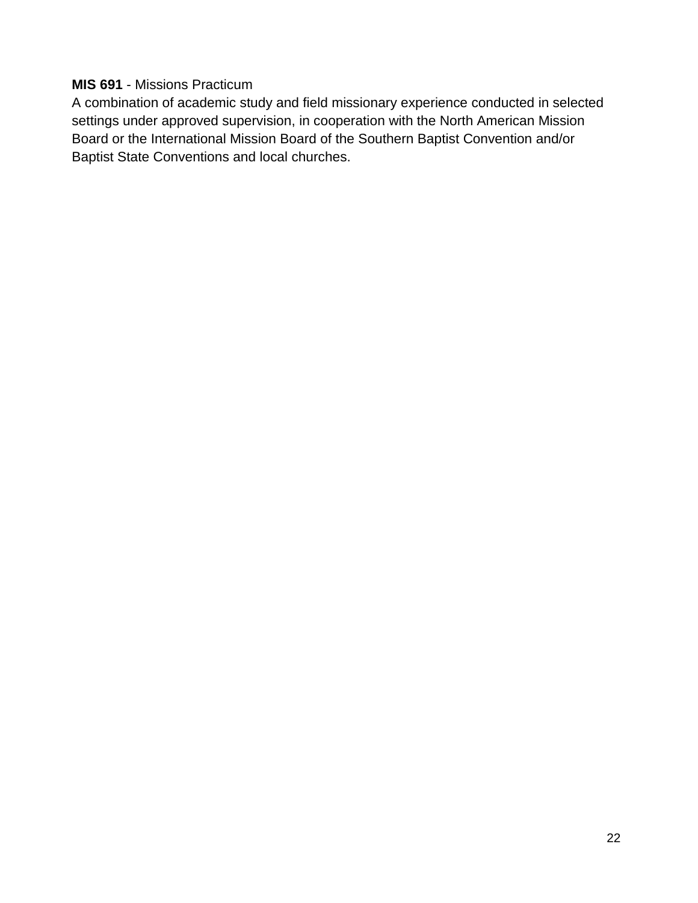**MIS 691** - Missions Practicum
A combination of academic study and field missionary experience conducted in selected settings under approved supervision, in cooperation with the North American Mission Board or the International Mission Board of the Southern Baptist Convention and/or Baptist State Conventions and local churches.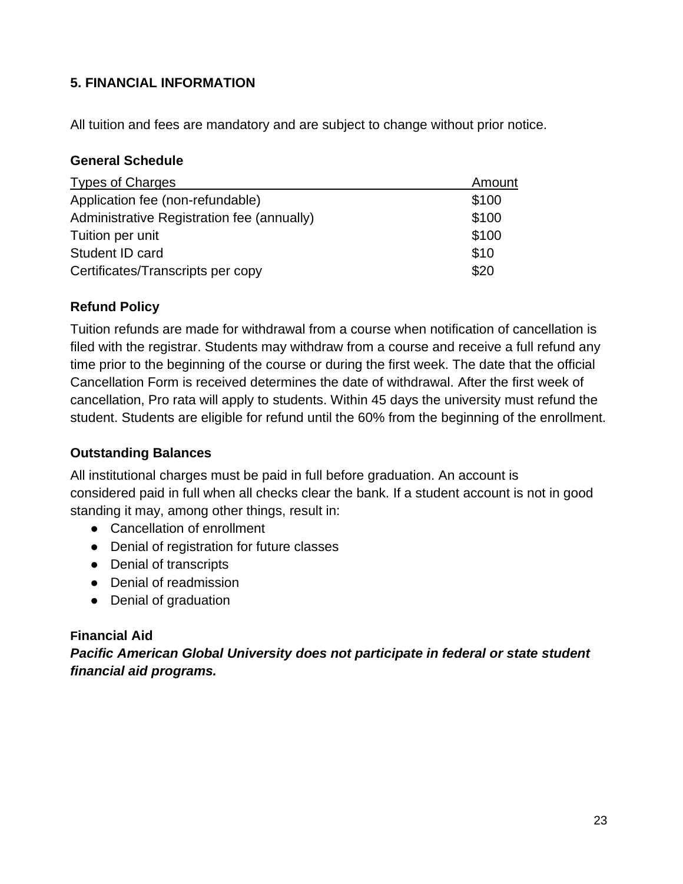## 5. FINANCIAL INFORMATION

All tuition and fees are mandatory and are subject to change without prior notice.

### General Schedule

| Types of Charges | Amount |
|---|---|
| Application fee (non-refundable) | $100 |
| Administrative Registration fee (annually) | $100 |
| Tuition per unit | $100 |
| Student ID card | $10 |
| Certificates/Transcripts per copy | $20 |

### Refund Policy

Tuition refunds are made for withdrawal from a course when notification of cancellation is filed with the registrar. Students may withdraw from a course and receive a full refund any time prior to the beginning of the course or during the first week. The date that the official Cancellation Form is received determines the date of withdrawal. After the first week of cancellation, Pro rata will apply to students. Within 45 days the university must refund the student. Students are eligible for refund until the 60% from the beginning of the enrollment.

### Outstanding Balances

All institutional charges must be paid in full before graduation. An account is considered paid in full when all checks clear the bank. If a student account is not in good standing it may, among other things, result in:

- Cancellation of enrollment
- Denial of registration for future classes
- Denial of transcripts
- Denial of readmission
- Denial of graduation

### Financial Aid

***Pacific American Global University does not participate in federal or state student financial aid programs.***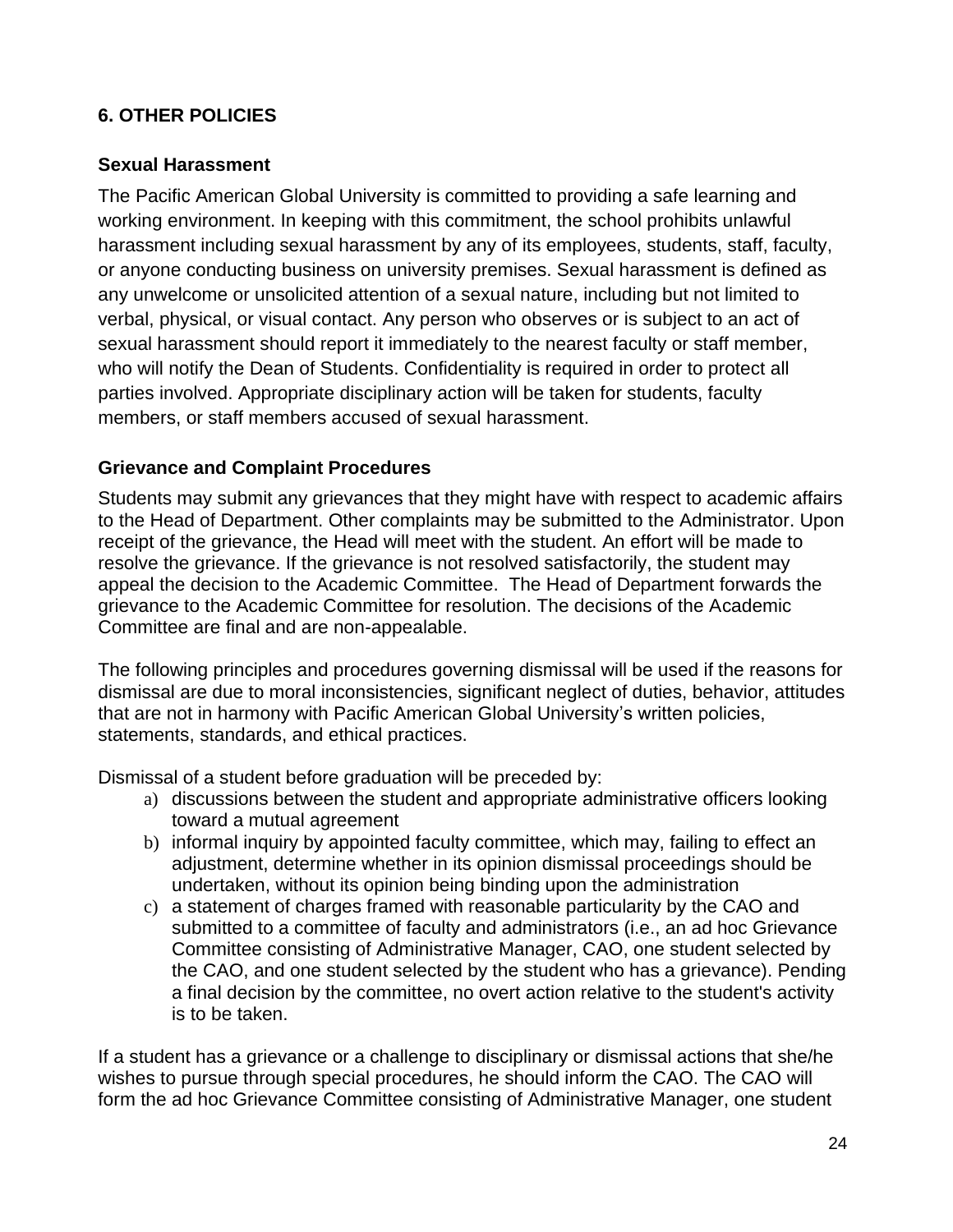## 6. OTHER POLICIES

### Sexual Harassment

The Pacific American Global University is committed to providing a safe learning and working environment. In keeping with this commitment, the school prohibits unlawful harassment including sexual harassment by any of its employees, students, staff, faculty, or anyone conducting business on university premises. Sexual harassment is defined as any unwelcome or unsolicited attention of a sexual nature, including but not limited to verbal, physical, or visual contact. Any person who observes or is subject to an act of sexual harassment should report it immediately to the nearest faculty or staff member, who will notify the Dean of Students. Confidentiality is required in order to protect all parties involved. Appropriate disciplinary action will be taken for students, faculty members, or staff members accused of sexual harassment.

### Grievance and Complaint Procedures

Students may submit any grievances that they might have with respect to academic affairs to the Head of Department. Other complaints may be submitted to the Administrator. Upon receipt of the grievance, the Head will meet with the student. An effort will be made to resolve the grievance. If the grievance is not resolved satisfactorily, the student may appeal the decision to the Academic Committee. The Head of Department forwards the grievance to the Academic Committee for resolution. The decisions of the Academic Committee are final and are non-appealable.

The following principles and procedures governing dismissal will be used if the reasons for dismissal are due to moral inconsistencies, significant neglect of duties, behavior, attitudes that are not in harmony with Pacific American Global University's written policies, statements, standards, and ethical practices.

Dismissal of a student before graduation will be preceded by:

a) discussions between the student and appropriate administrative officers looking toward a mutual agreement
b) informal inquiry by appointed faculty committee, which may, failing to effect an adjustment, determine whether in its opinion dismissal proceedings should be undertaken, without its opinion being binding upon the administration
c) a statement of charges framed with reasonable particularity by the CAO and submitted to a committee of faculty and administrators (i.e., an ad hoc Grievance Committee consisting of Administrative Manager, CAO, one student selected by the CAO, and one student selected by the student who has a grievance). Pending a final decision by the committee, no overt action relative to the student's activity is to be taken.

If a student has a grievance or a challenge to disciplinary or dismissal actions that she/he wishes to pursue through special procedures, he should inform the CAO. The CAO will form the ad hoc Grievance Committee consisting of Administrative Manager, one student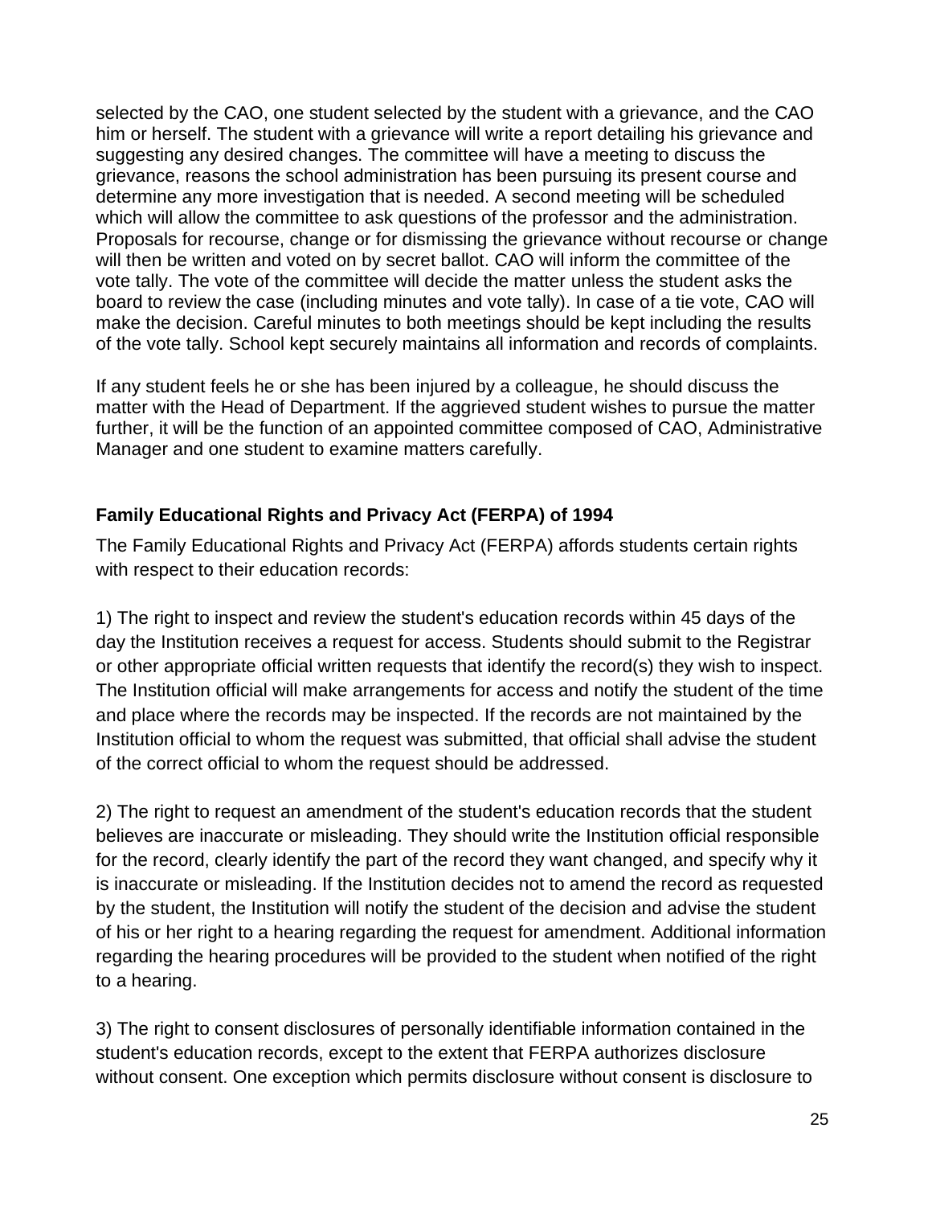selected by the CAO, one student selected by the student with a grievance, and the CAO him or herself. The student with a grievance will write a report detailing his grievance and suggesting any desired changes. The committee will have a meeting to discuss the grievance, reasons the school administration has been pursuing its present course and determine any more investigation that is needed. A second meeting will be scheduled which will allow the committee to ask questions of the professor and the administration. Proposals for recourse, change or for dismissing the grievance without recourse or change will then be written and voted on by secret ballot. CAO will inform the committee of the vote tally. The vote of the committee will decide the matter unless the student asks the board to review the case (including minutes and vote tally). In case of a tie vote, CAO will make the decision. Careful minutes to both meetings should be kept including the results of the vote tally. School kept securely maintains all information and records of complaints.

If any student feels he or she has been injured by a colleague, he should discuss the matter with the Head of Department. If the aggrieved student wishes to pursue the matter further, it will be the function of an appointed committee composed of CAO, Administrative Manager and one student to examine matters carefully.

## Family Educational Rights and Privacy Act (FERPA) of 1994

The Family Educational Rights and Privacy Act (FERPA) affords students certain rights with respect to their education records:

1) The right to inspect and review the student's education records within 45 days of the day the Institution receives a request for access. Students should submit to the Registrar or other appropriate official written requests that identify the record(s) they wish to inspect. The Institution official will make arrangements for access and notify the student of the time and place where the records may be inspected. If the records are not maintained by the Institution official to whom the request was submitted, that official shall advise the student of the correct official to whom the request should be addressed.

2) The right to request an amendment of the student's education records that the student believes are inaccurate or misleading. They should write the Institution official responsible for the record, clearly identify the part of the record they want changed, and specify why it is inaccurate or misleading. If the Institution decides not to amend the record as requested by the student, the Institution will notify the student of the decision and advise the student of his or her right to a hearing regarding the request for amendment. Additional information regarding the hearing procedures will be provided to the student when notified of the right to a hearing.

3) The right to consent disclosures of personally identifiable information contained in the student's education records, except to the extent that FERPA authorizes disclosure without consent. One exception which permits disclosure without consent is disclosure to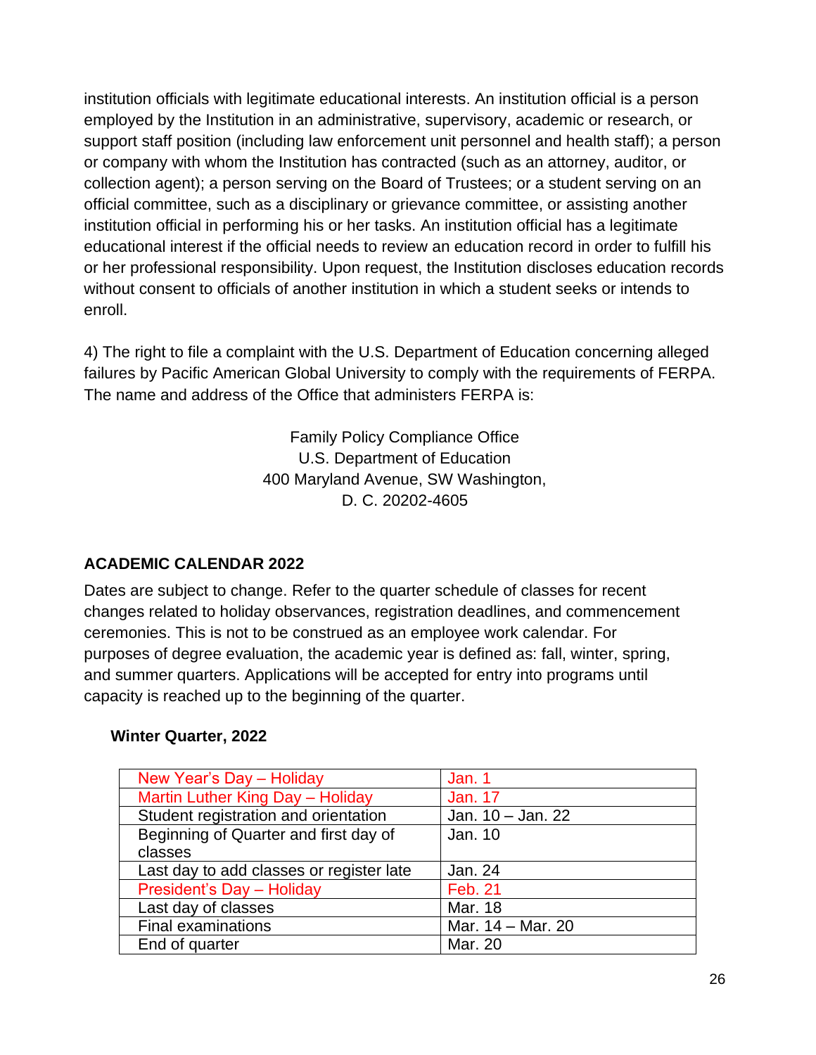institution officials with legitimate educational interests. An institution official is a person employed by the Institution in an administrative, supervisory, academic or research, or support staff position (including law enforcement unit personnel and health staff); a person or company with whom the Institution has contracted (such as an attorney, auditor, or collection agent); a person serving on the Board of Trustees; or a student serving on an official committee, such as a disciplinary or grievance committee, or assisting another institution official in performing his or her tasks. An institution official has a legitimate educational interest if the official needs to review an education record in order to fulfill his or her professional responsibility. Upon request, the Institution discloses education records without consent to officials of another institution in which a student seeks or intends to enroll.

4) The right to file a complaint with the U.S. Department of Education concerning alleged failures by Pacific American Global University to comply with the requirements of FERPA. The name and address of the Office that administers FERPA is:

Family Policy Compliance Office
U.S. Department of Education
400 Maryland Avenue, SW Washington,
D. C. 20202-4605

## ACADEMIC CALENDAR 2022

Dates are subject to change. Refer to the quarter schedule of classes for recent changes related to holiday observances, registration deadlines, and commencement ceremonies. This is not to be construed as an employee work calendar. For purposes of degree evaluation, the academic year is defined as: fall, winter, spring, and summer quarters. Applications will be accepted for entry into programs until capacity is reached up to the beginning of the quarter.

### Winter Quarter, 2022

| Event | Date |
|---|---|
| New Year's Day – Holiday | Jan. 1 |
| Martin Luther King Day – Holiday | Jan. 17 |
| Student registration and orientation | Jan. 10 – Jan. 22 |
| Beginning of Quarter and first day of classes | Jan. 10 |
| Last day to add classes or register late | Jan. 24 |
| President's Day – Holiday | Feb. 21 |
| Last day of classes | Mar. 18 |
| Final examinations | Mar. 14 – Mar. 20 |
| End of quarter | Mar. 20 |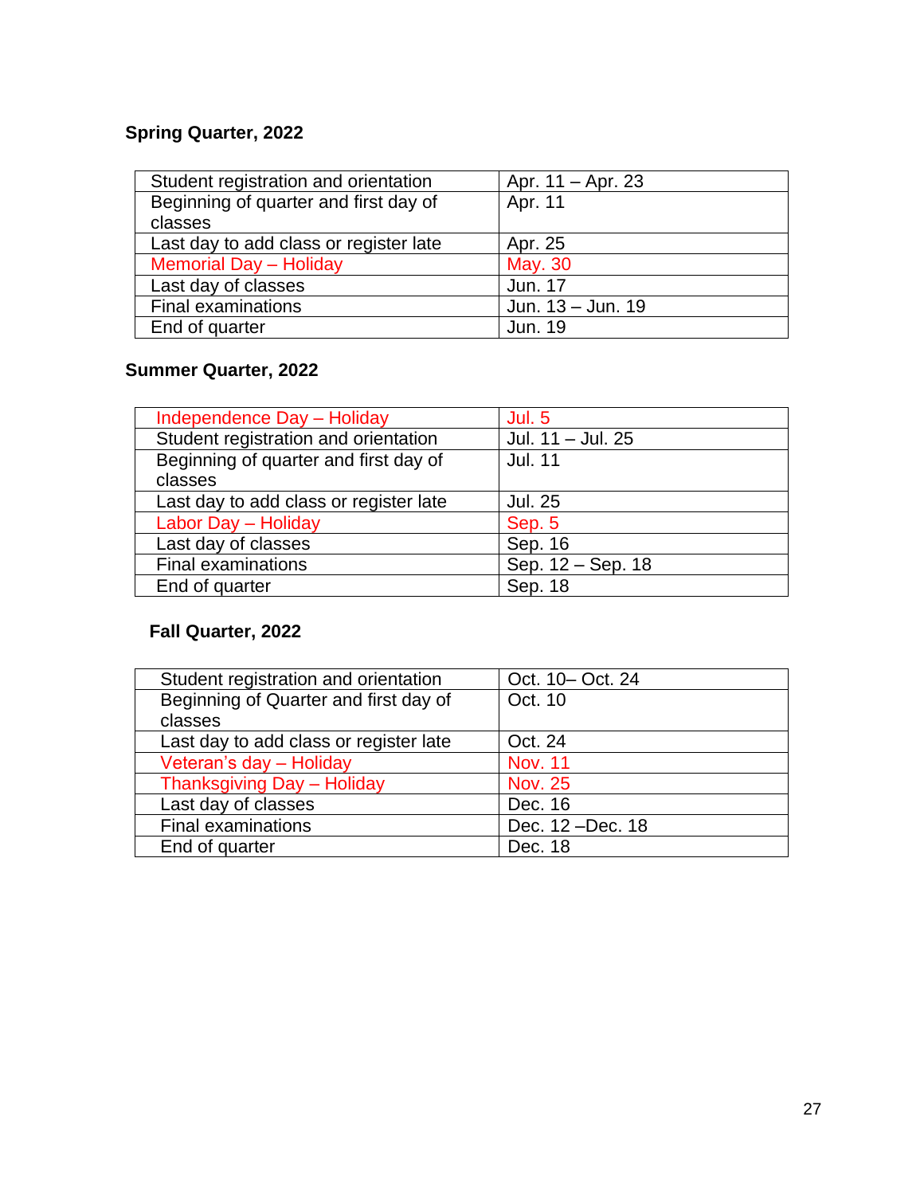**Spring Quarter, 2022**

| | |
|---|---|
| Student registration and orientation | Apr. 11 – Apr. 23 |
| Beginning of quarter and first day of classes | Apr. 11 |
| Last day to add class or register late | Apr. 25 |
| Memorial Day – Holiday | May. 30 |
| Last day of classes | Jun. 17 |
| Final examinations | Jun. 13 – Jun. 19 |
| End of quarter | Jun. 19 |

**Summer Quarter, 2022**

| | |
|---|---|
| Independence Day – Holiday | Jul. 5 |
| Student registration and orientation | Jul. 11 – Jul. 25 |
| Beginning of quarter and first day of classes | Jul. 11 |
| Last day to add class or register late | Jul. 25 |
| Labor Day – Holiday | Sep. 5 |
| Last day of classes | Sep. 16 |
| Final examinations | Sep. 12 – Sep. 18 |
| End of quarter | Sep. 18 |

**Fall Quarter, 2022**

| | |
|---|---|
| Student registration and orientation | Oct. 10– Oct. 24 |
| Beginning of Quarter and first day of classes | Oct. 10 |
| Last day to add class or register late | Oct. 24 |
| Veteran's day – Holiday | Nov. 11 |
| Thanksgiving Day – Holiday | Nov. 25 |
| Last day of classes | Dec. 16 |
| Final examinations | Dec. 12 –Dec. 18 |
| End of quarter | Dec. 18 |